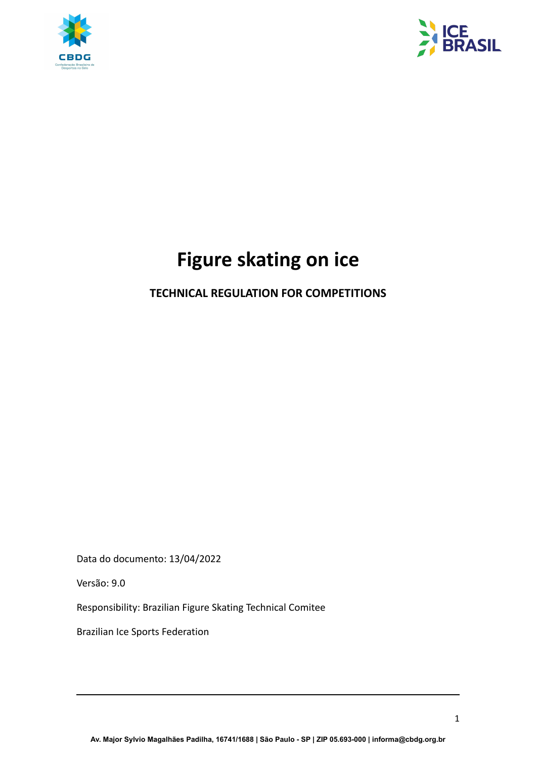# Figure skating on ice

**TECHNICAL REGULATION FOR COMPETITIONS**

Data do documento: 13/04/2022

Versão: 9.0

Responsibility: Brazilian Figure Skating Technical Comitee

Brazilian Ice Sports Federation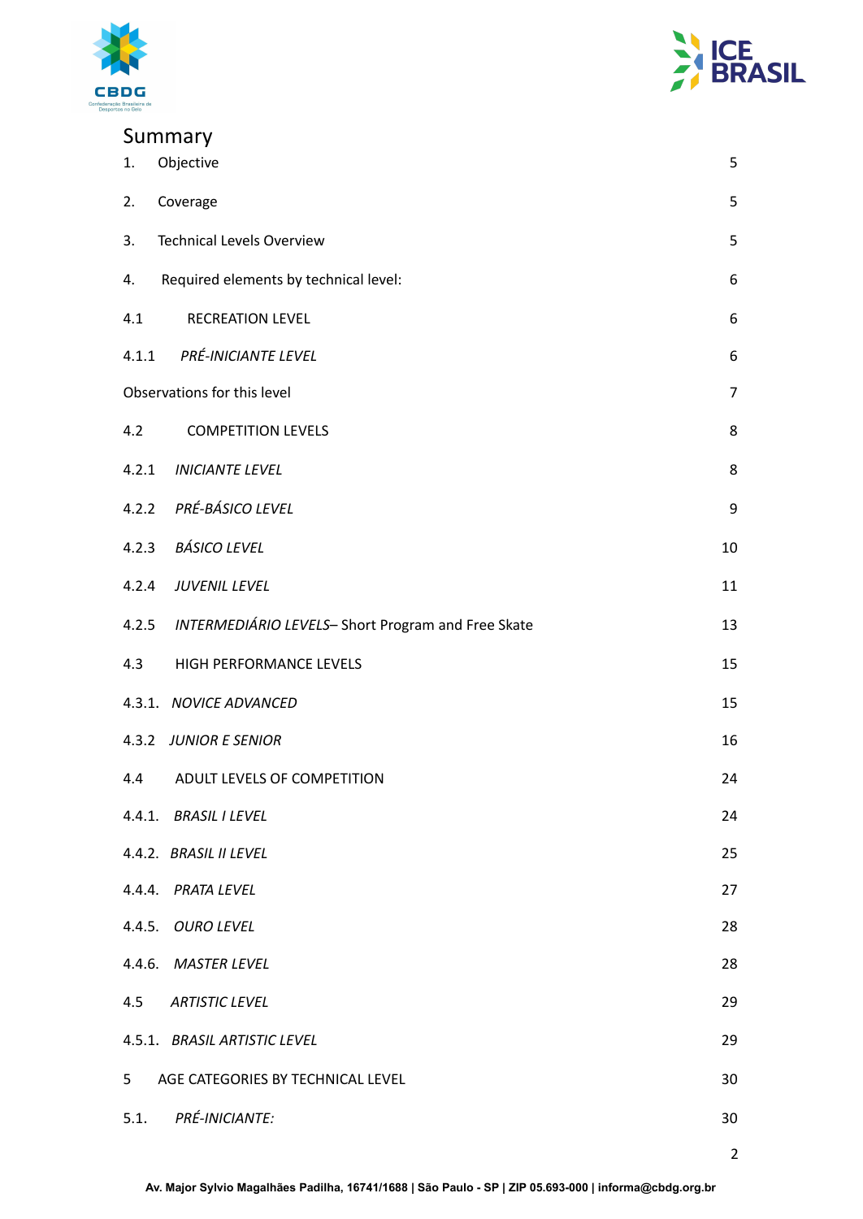# Summary

| | | |
|---|---|---|
| 1. | Objective | 5 |
| 2. | Coverage | 5 |
| 3. | Technical Levels Overview | 5 |
| 4. | Required elements by technical level: | 6 |
| 4.1 | RECREATION LEVEL | 6 |
| 4.1.1 | *PRÉ-INICIANTE LEVEL* | 6 |
| Observations for this level | | 7 |
| 4.2 | COMPETITION LEVELS | 8 |
| 4.2.1 | *INICIANTE LEVEL* | 8 |
| 4.2.2 | *PRÉ-BÁSICO LEVEL* | 9 |
| 4.2.3 | *BÁSICO LEVEL* | 10 |
| 4.2.4 | *JUVENIL LEVEL* | 11 |
| 4.2.5 | *INTERMEDIÁRIO LEVELS*– Short Program and Free Skate | 13 |
| 4.3 | HIGH PERFORMANCE LEVELS | 15 |
| 4.3.1. | *NOVICE ADVANCED* | 15 |
| 4.3.2 | *JUNIOR E SENIOR* | 16 |
| 4.4 | ADULT LEVELS OF COMPETITION | 24 |
| 4.4.1. | *BRASIL I LEVEL* | 24 |
| 4.4.2. | *BRASIL II LEVEL* | 25 |
| 4.4.4. | *PRATA LEVEL* | 27 |
| 4.4.5. | *OURO LEVEL* | 28 |
| 4.4.6. | *MASTER LEVEL* | 28 |
| 4.5 | *ARTISTIC LEVEL* | 29 |
| 4.5.1. | *BRASIL ARTISTIC LEVEL* | 29 |
| 5 | AGE CATEGORIES BY TECHNICAL LEVEL | 30 |
| 5.1. | *PRÉ-INICIANTE:* | 30 |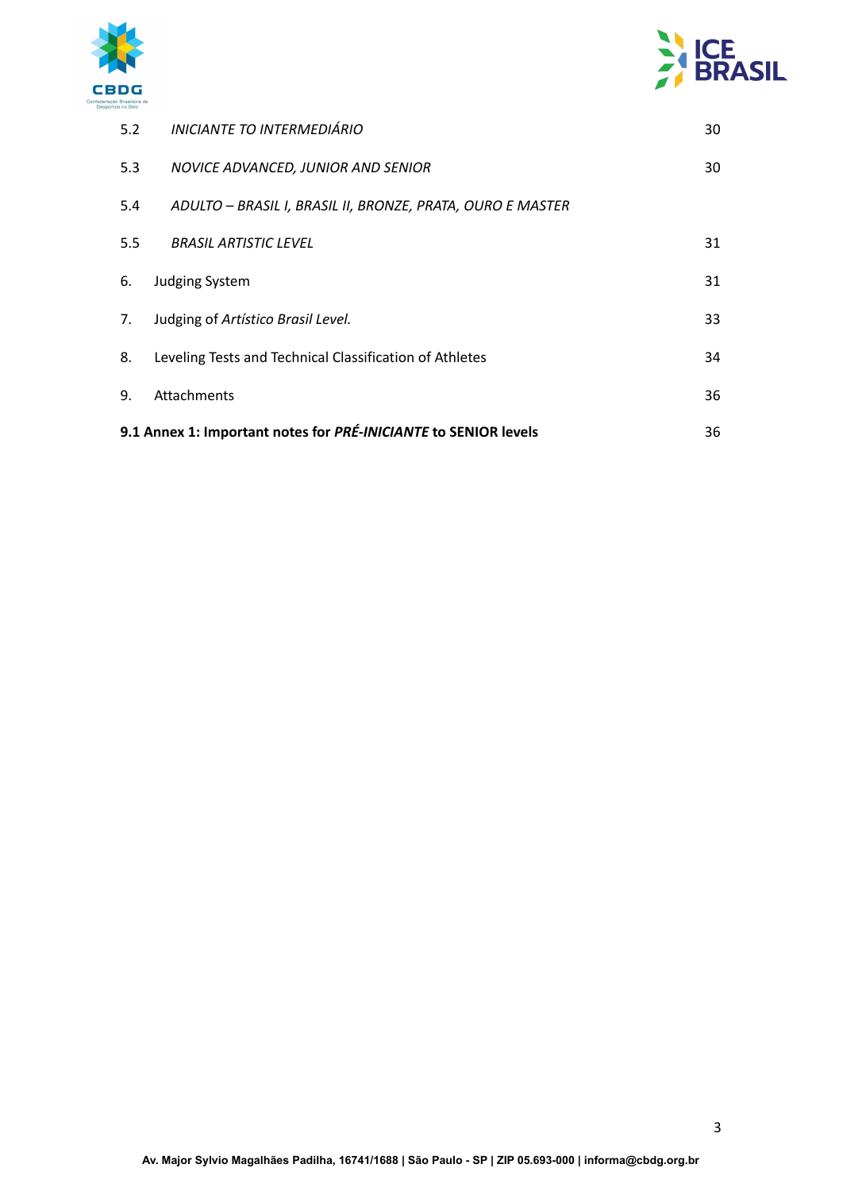| | | |
|---|---|---|
| 5.2 | *INICIANTE TO INTERMEDIÁRIO* | 30 |
| 5.3 | *NOVICE ADVANCED, JUNIOR AND SENIOR* | 30 |
| 5.4 | *ADULTO – BRASIL I, BRASIL II, BRONZE, PRATA, OURO E MASTER* | |
| 5.5 | *BRASIL ARTISTIC LEVEL* | 31 |
| 6. | Judging System | 31 |
| 7. | Judging of *Artístico Brasil Level.* | 33 |
| 8. | Leveling Tests and Technical Classification of Athletes | 34 |
| 9. | Attachments | 36 |
| **9.1 Annex 1: Important notes for *PRÉ-INICIANTE* to SENIOR levels** | | 36 |

Av. Major Sylvio Magalhães Padilha, 16741/1688 | São Paulo - SP | ZIP 05.693-000 | informa@cbdg.org.br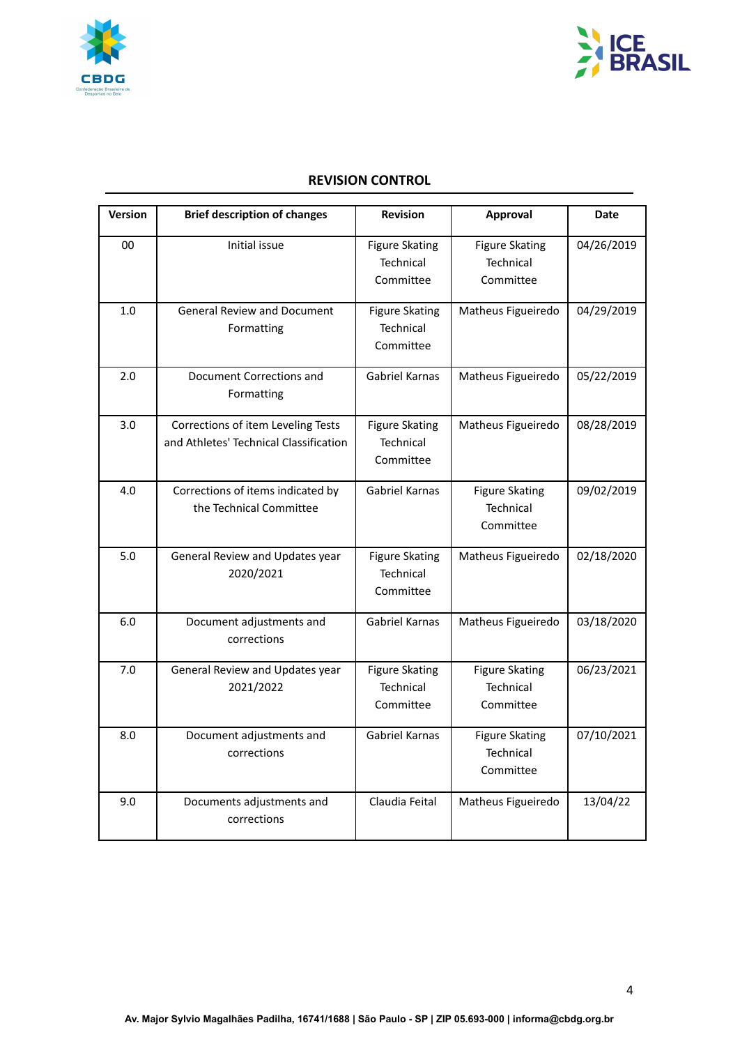## REVISION CONTROL

| Version | Brief description of changes | Revision | Approval | Date |
|---|---|---|---|---|
| 00 | Initial issue | Figure Skating Technical Committee | Figure Skating Technical Committee | 04/26/2019 |
| 1.0 | General Review and Document Formatting | Figure Skating Technical Committee | Matheus Figueiredo | 04/29/2019 |
| 2.0 | Document Corrections and Formatting | Gabriel Karnas | Matheus Figueiredo | 05/22/2019 |
| 3.0 | Corrections of item Leveling Tests and Athletes' Technical Classification | Figure Skating Technical Committee | Matheus Figueiredo | 08/28/2019 |
| 4.0 | Corrections of items indicated by the Technical Committee | Gabriel Karnas | Figure Skating Technical Committee | 09/02/2019 |
| 5.0 | General Review and Updates year 2020/2021 | Figure Skating Technical Committee | Matheus Figueiredo | 02/18/2020 |
| 6.0 | Document adjustments and corrections | Gabriel Karnas | Matheus Figueiredo | 03/18/2020 |
| 7.0 | General Review and Updates year 2021/2022 | Figure Skating Technical Committee | Figure Skating Technical Committee | 06/23/2021 |
| 8.0 | Document adjustments and corrections | Gabriel Karnas | Figure Skating Technical Committee | 07/10/2021 |
| 9.0 | Documents adjustments and corrections | Claudia Feital | Matheus Figueiredo | 13/04/22 |

Av. Major Sylvio Magalhães Padilha, 16741/1688 | São Paulo - SP | ZIP 05.693-000 | informa@cbdg.org.br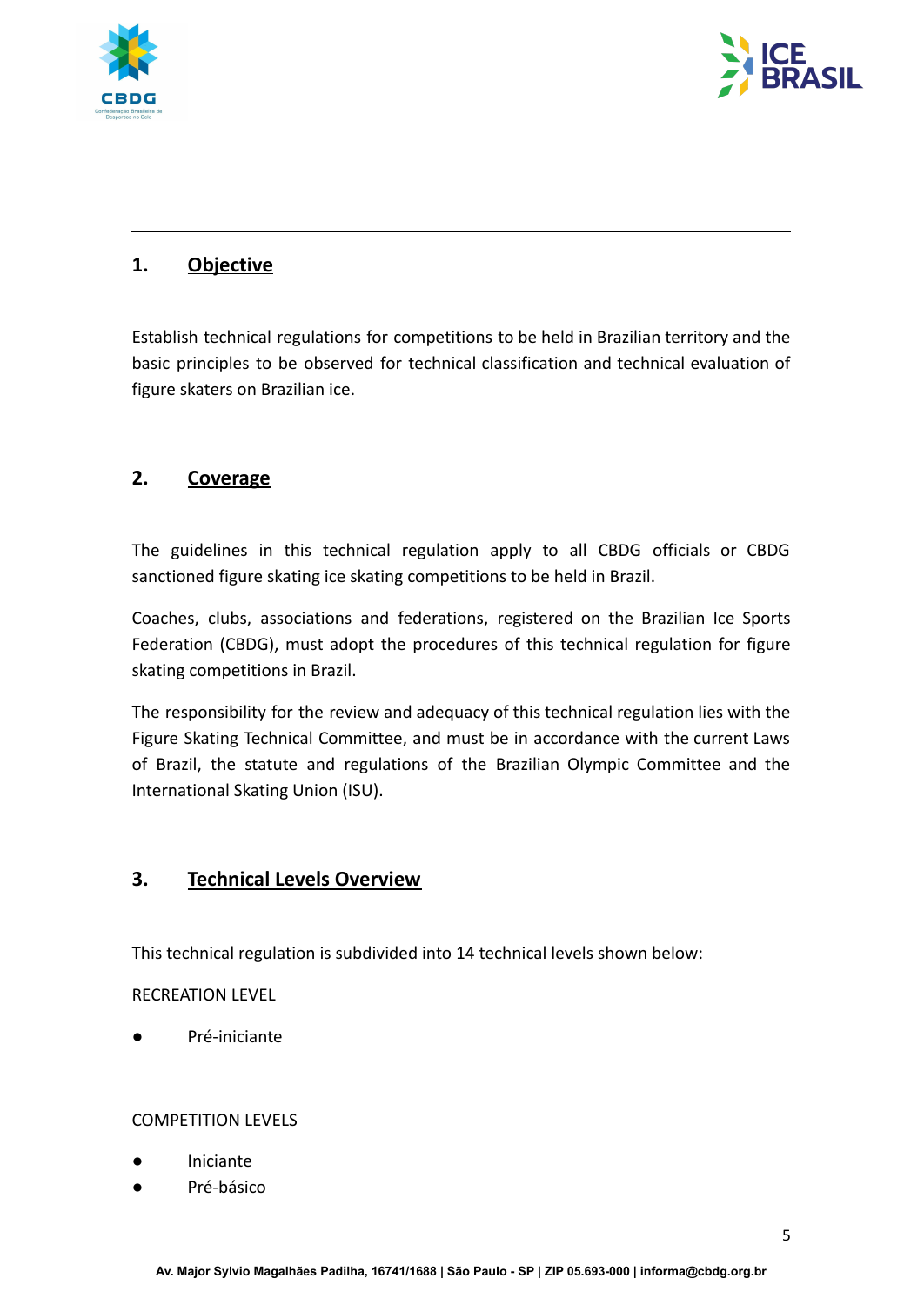## 1. Objective

Establish technical regulations for competitions to be held in Brazilian territory and the basic principles to be observed for technical classification and technical evaluation of figure skaters on Brazilian ice.

## 2. Coverage

The guidelines in this technical regulation apply to all CBDG officials or CBDG sanctioned figure skating ice skating competitions to be held in Brazil.

Coaches, clubs, associations and federations, registered on the Brazilian Ice Sports Federation (CBDG), must adopt the procedures of this technical regulation for figure skating competitions in Brazil.

The responsibility for the review and adequacy of this technical regulation lies with the Figure Skating Technical Committee, and must be in accordance with the current Laws of Brazil, the statute and regulations of the Brazilian Olympic Committee and the International Skating Union (ISU).

## 3. Technical Levels Overview

This technical regulation is subdivided into 14 technical levels shown below:

RECREATION LEVEL

- Pré-iniciante

COMPETITION LEVELS

- Iniciante
- Pré-básico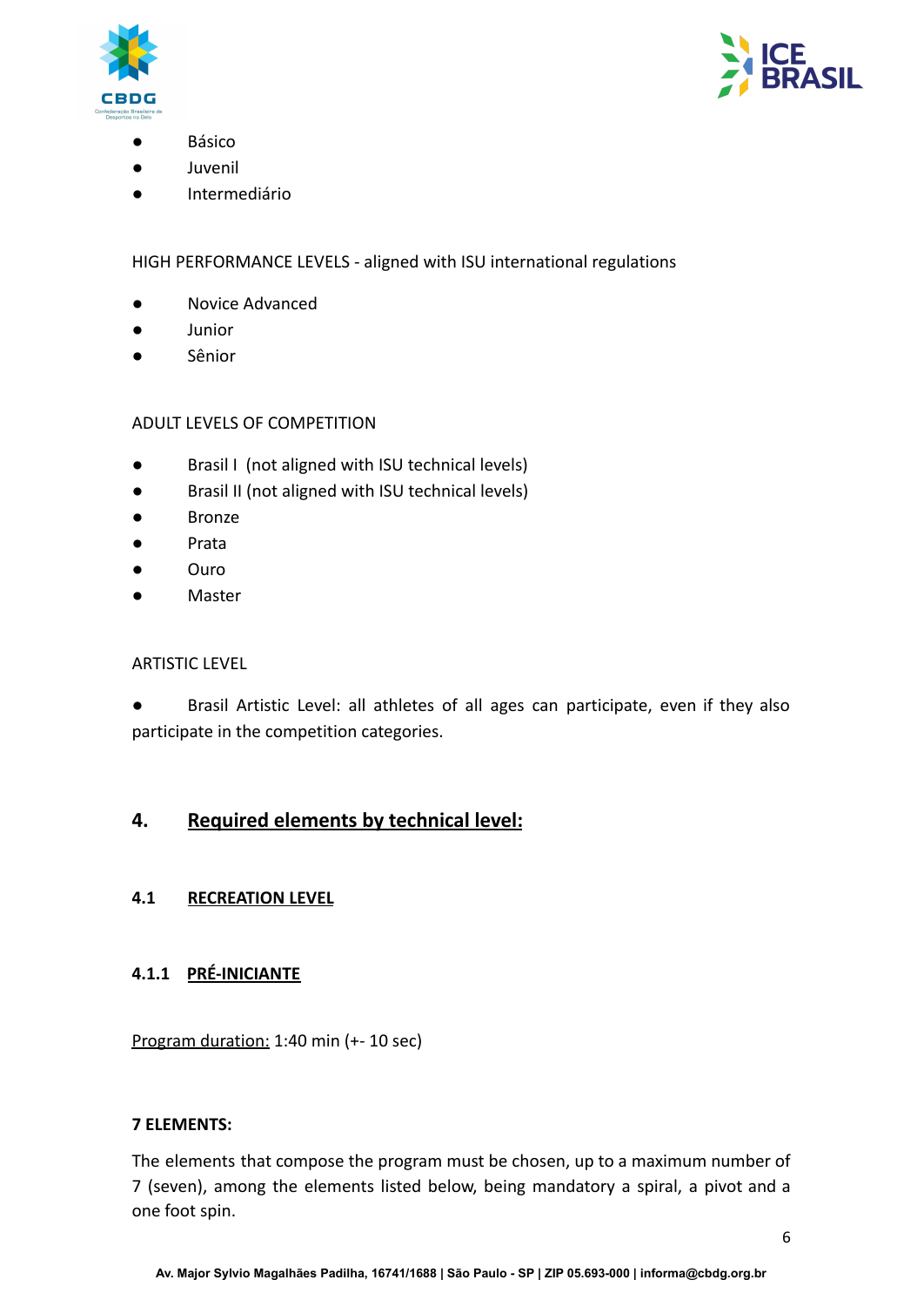- Básico
- Juvenil
- Intermediário

HIGH PERFORMANCE LEVELS - aligned with ISU international regulations

- Novice Advanced
- Junior
- Sênior

ADULT LEVELS OF COMPETITION

- Brasil I (not aligned with ISU technical levels)
- Brasil II (not aligned with ISU technical levels)
- Bronze
- Prata
- Ouro
- Master

ARTISTIC LEVEL

- Brasil Artistic Level: all athletes of all ages can participate, even if they also participate in the competition categories.

## 4. Required elements by technical level:

### 4.1 RECREATION LEVEL

#### 4.1.1 PRÉ-INICIANTE

Program duration: 1:40 min (+- 10 sec)

**7 ELEMENTS:**

The elements that compose the program must be chosen, up to a maximum number of 7 (seven), among the elements listed below, being mandatory a spiral, a pivot and a one foot spin.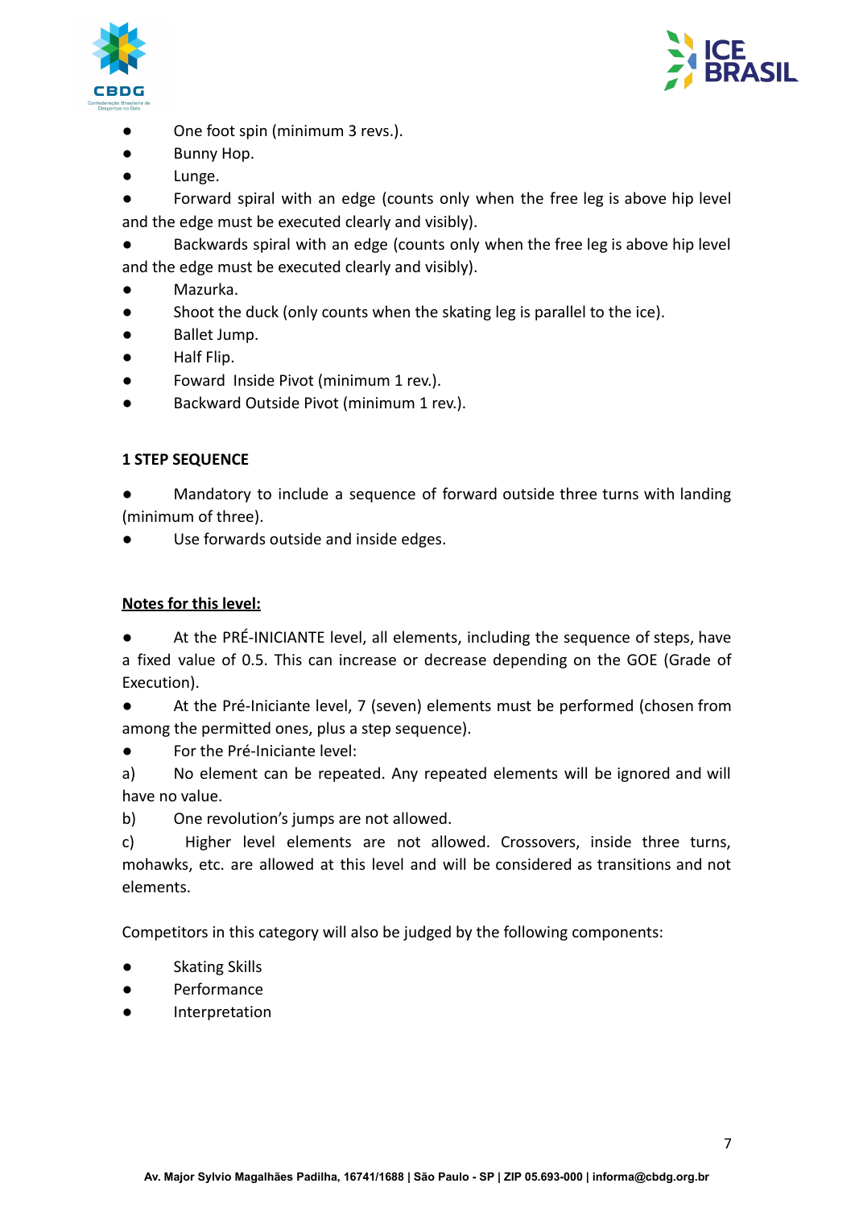- One foot spin (minimum 3 revs.).
- Bunny Hop.
- Lunge.
- Forward spiral with an edge (counts only when the free leg is above hip level and the edge must be executed clearly and visibly).
- Backwards spiral with an edge (counts only when the free leg is above hip level and the edge must be executed clearly and visibly).
- Mazurka.
- Shoot the duck (only counts when the skating leg is parallel to the ice).
- Ballet Jump.
- Half Flip.
- Foward Inside Pivot (minimum 1 rev.).
- Backward Outside Pivot (minimum 1 rev.).

**1 STEP SEQUENCE**

- Mandatory to include a sequence of forward outside three turns with landing (minimum of three).
- Use forwards outside and inside edges.

**Notes for this level:**

- At the PRÉ-INICIANTE level, all elements, including the sequence of steps, have a fixed value of 0.5. This can increase or decrease depending on the GOE (Grade of Execution).
- At the Pré-Iniciante level, 7 (seven) elements must be performed (chosen from among the permitted ones, plus a step sequence).
- For the Pré-Iniciante level:

a) No element can be repeated. Any repeated elements will be ignored and will have no value.

b) One revolution's jumps are not allowed.

c) Higher level elements are not allowed. Crossovers, inside three turns, mohawks, etc. are allowed at this level and will be considered as transitions and not elements.

Competitors in this category will also be judged by the following components:

- Skating Skills
- Performance
- Interpretation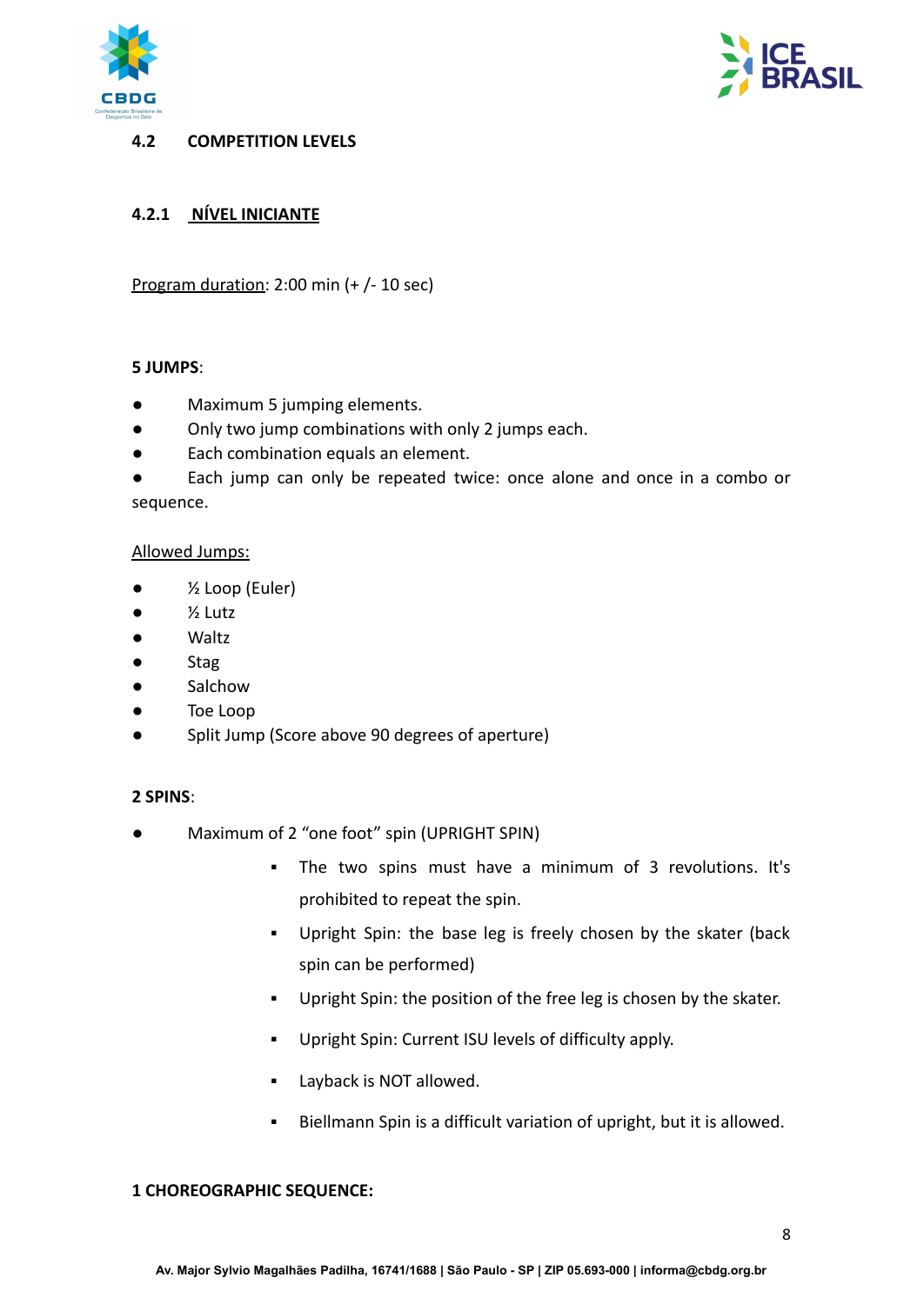## 4.2 COMPETITION LEVELS

### 4.2.1 NÍVEL INICIANTE

Program duration: 2:00 min (+ /- 10 sec)

**5 JUMPS**:

- Maximum 5 jumping elements.
- Only two jump combinations with only 2 jumps each.
- Each combination equals an element.
- Each jump can only be repeated twice: once alone and once in a combo or sequence.

Allowed Jumps:

- ½ Loop (Euler)
- ½ Lutz
- Waltz
- Stag
- Salchow
- Toe Loop
- Split Jump (Score above 90 degrees of aperture)

**2 SPINS**:

- Maximum of 2 "one foot" spin (UPRIGHT SPIN)
  - The two spins must have a minimum of 3 revolutions. It's prohibited to repeat the spin.
  - Upright Spin: the base leg is freely chosen by the skater (back spin can be performed)
  - Upright Spin: the position of the free leg is chosen by the skater.
  - Upright Spin: Current ISU levels of difficulty apply.
  - Layback is NOT allowed.
  - Biellmann Spin is a difficult variation of upright, but it is allowed.

**1 CHOREOGRAPHIC SEQUENCE:**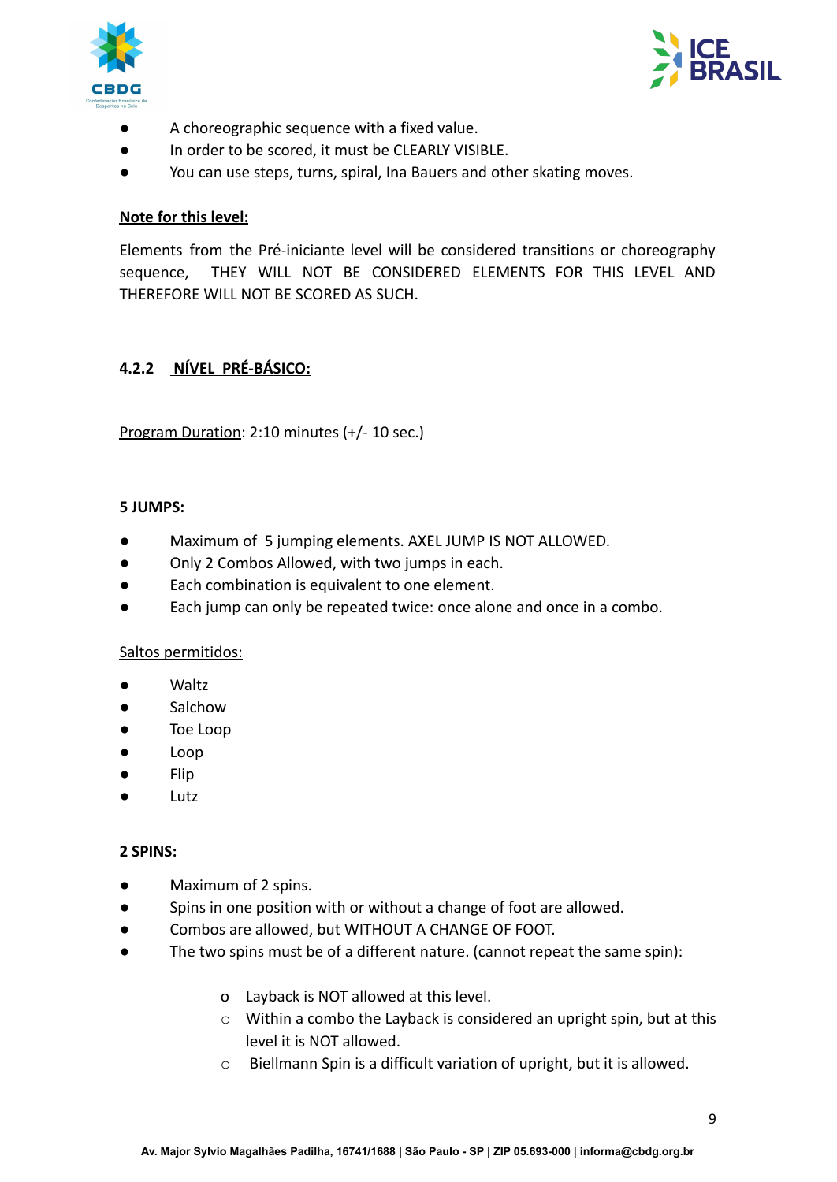- A choreographic sequence with a fixed value.
- In order to be scored, it must be CLEARLY VISIBLE.
- You can use steps, turns, spiral, Ina Bauers and other skating moves.

**<u>Note for this level:</u>**

Elements from the Pré-iniciante level will be considered transitions or choreography sequence, THEY WILL NOT BE CONSIDERED ELEMENTS FOR THIS LEVEL AND THEREFORE WILL NOT BE SCORED AS SUCH.

### 4.2.2 <u>NÍVEL PRÉ-BÁSICO:</u>

<u>Program Duration</u>: 2:10 minutes (+/- 10 sec.)

**5 JUMPS:**

- Maximum of 5 jumping elements. AXEL JUMP IS NOT ALLOWED.
- Only 2 Combos Allowed, with two jumps in each.
- Each combination is equivalent to one element.
- Each jump can only be repeated twice: once alone and once in a combo.

<u>Saltos permitidos:</u>

- Waltz
- Salchow
- Toe Loop
- Loop
- Flip
- Lutz

**2 SPINS:**

- Maximum of 2 spins.
- Spins in one position with or without a change of foot are allowed.
- Combos are allowed, but WITHOUT A CHANGE OF FOOT.
- The two spins must be of a different nature. (cannot repeat the same spin):
    - Layback is NOT allowed at this level.
    - Within a combo the Layback is considered an upright spin, but at this level it is NOT allowed.
    - Biellmann Spin is a difficult variation of upright, but it is allowed.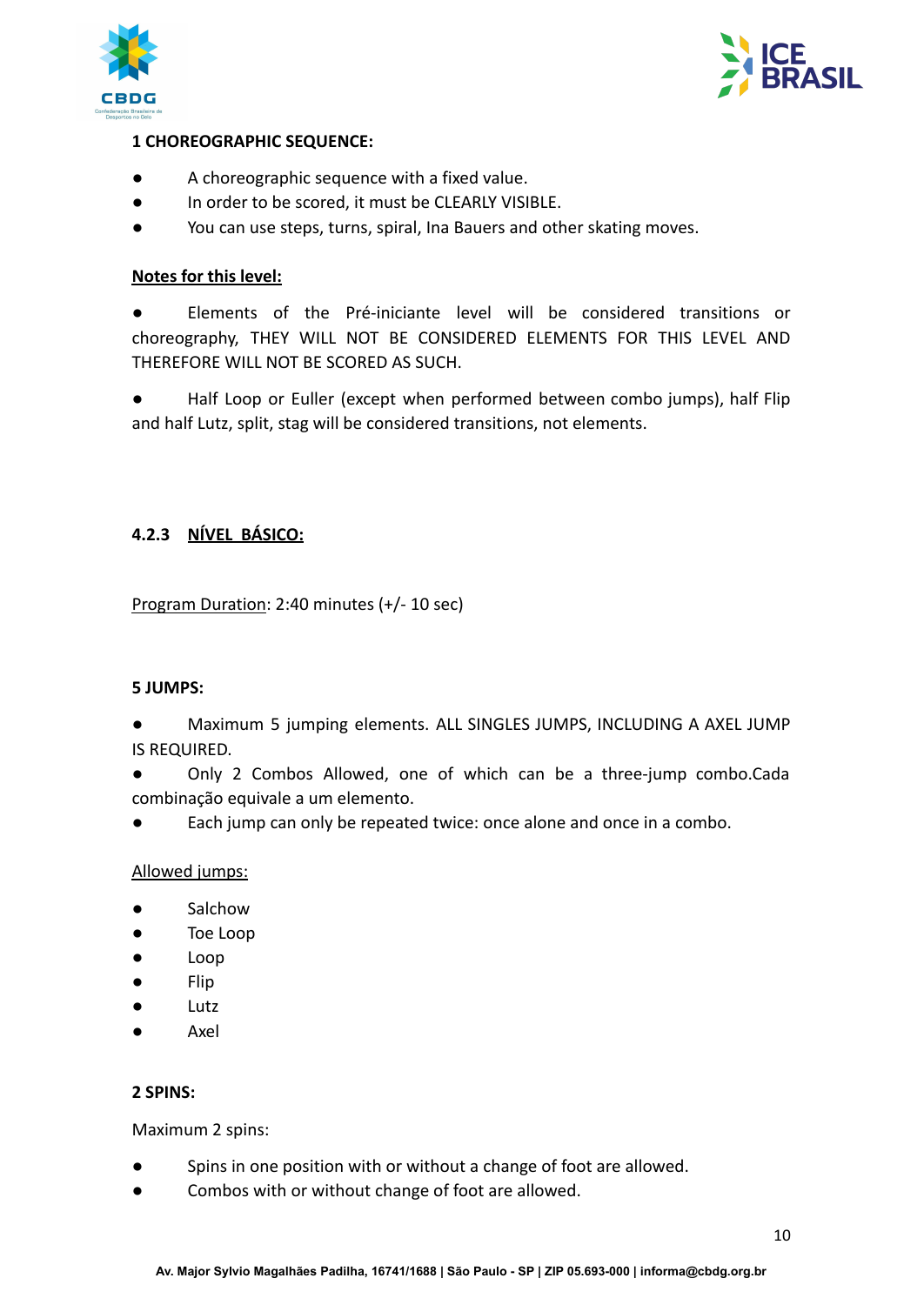**1 CHOREOGRAPHIC SEQUENCE:**

- A choreographic sequence with a fixed value.
- In order to be scored, it must be CLEARLY VISIBLE.
- You can use steps, turns, spiral, Ina Bauers and other skating moves.

**<u>Notes for this level:</u>**

- Elements of the Pré-iniciante level will be considered transitions or choreography, THEY WILL NOT BE CONSIDERED ELEMENTS FOR THIS LEVEL AND THEREFORE WILL NOT BE SCORED AS SUCH.
- Half Loop or Euller (except when performed between combo jumps), half Flip and half Lutz, split, stag will be considered transitions, not elements.

### 4.2.3 <u>NÍVEL BÁSICO:</u>

<u>Program Duration</u>: 2:40 minutes (+/- 10 sec)

**5 JUMPS:**

- Maximum 5 jumping elements. ALL SINGLES JUMPS, INCLUDING A AXEL JUMP IS REQUIRED.
- Only 2 Combos Allowed, one of which can be a three-jump combo.Cada combinação equivale a um elemento.
- Each jump can only be repeated twice: once alone and once in a combo.

<u>Allowed jumps:</u>

- Salchow
- Toe Loop
- Loop
- Flip
- Lutz
- Axel

**2 SPINS:**

Maximum 2 spins:

- Spins in one position with or without a change of foot are allowed.
- Combos with or without change of foot are allowed.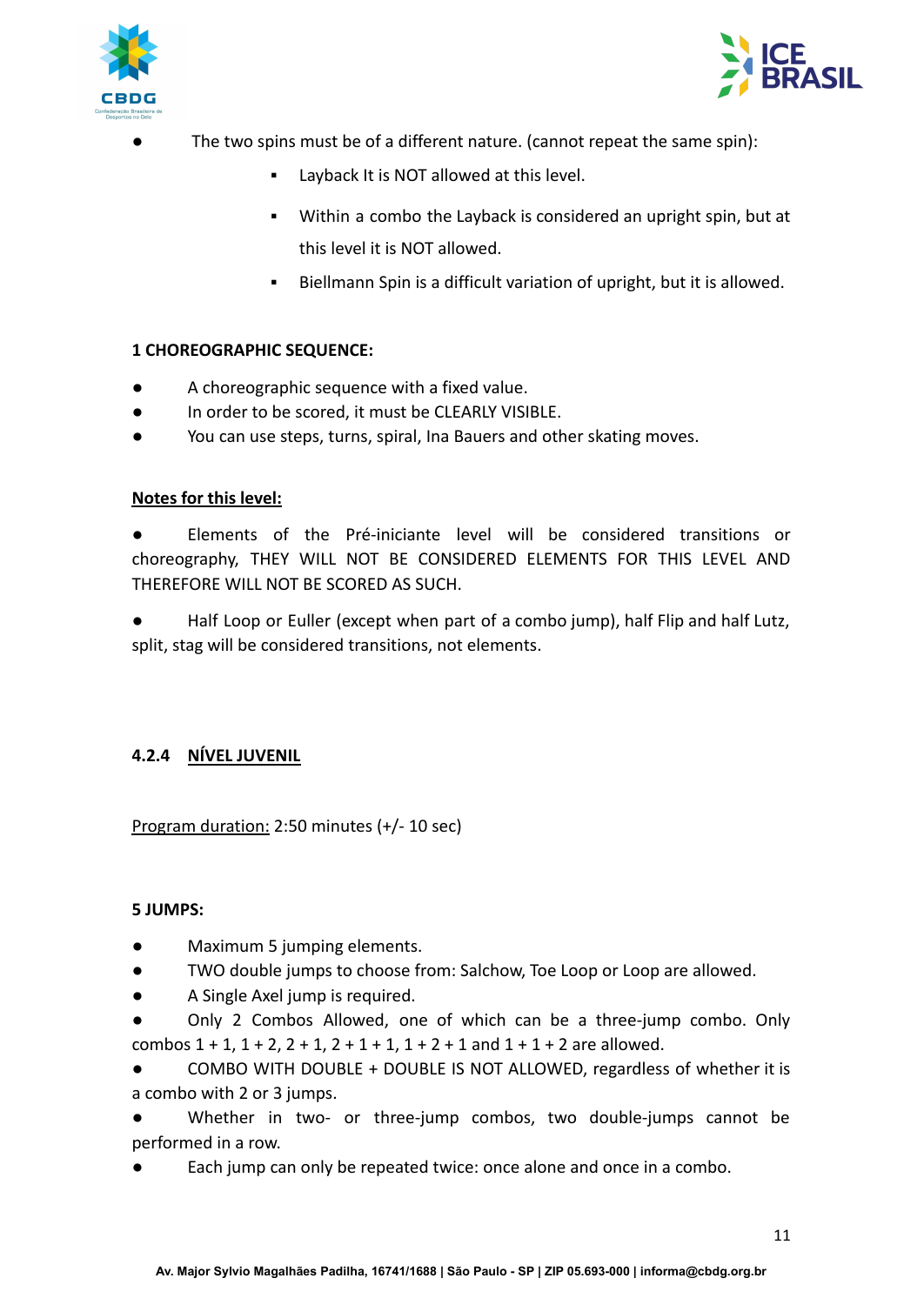- The two spins must be of a different nature. (cannot repeat the same spin):
    - Layback It is NOT allowed at this level.
    - Within a combo the Layback is considered an upright spin, but at this level it is NOT allowed.
    - Biellmann Spin is a difficult variation of upright, but it is allowed.

**1 CHOREOGRAPHIC SEQUENCE:**

- A choreographic sequence with a fixed value.
- In order to be scored, it must be CLEARLY VISIBLE.
- You can use steps, turns, spiral, Ina Bauers and other skating moves.

**<u>Notes for this level:</u>**

- Elements of the Pré-iniciante level will be considered transitions or choreography, THEY WILL NOT BE CONSIDERED ELEMENTS FOR THIS LEVEL AND THEREFORE WILL NOT BE SCORED AS SUCH.
- Half Loop or Euller (except when part of a combo jump), half Flip and half Lutz, split, stag will be considered transitions, not elements.

### 4.2.4 <u>NÍVEL JUVENIL</u>

<u>Program duration:</u> 2:50 minutes (+/- 10 sec)

**5 JUMPS:**

- Maximum 5 jumping elements.
- TWO double jumps to choose from: Salchow, Toe Loop or Loop are allowed.
- A Single Axel jump is required.
- Only 2 Combos Allowed, one of which can be a three-jump combo. Only combos 1 + 1, 1 + 2, 2 + 1, 2 + 1 + 1, 1 + 2 + 1 and 1 + 1 + 2 are allowed.
- COMBO WITH DOUBLE + DOUBLE IS NOT ALLOWED, regardless of whether it is a combo with 2 or 3 jumps.
- Whether in two- or three-jump combos, two double-jumps cannot be performed in a row.
- Each jump can only be repeated twice: once alone and once in a combo.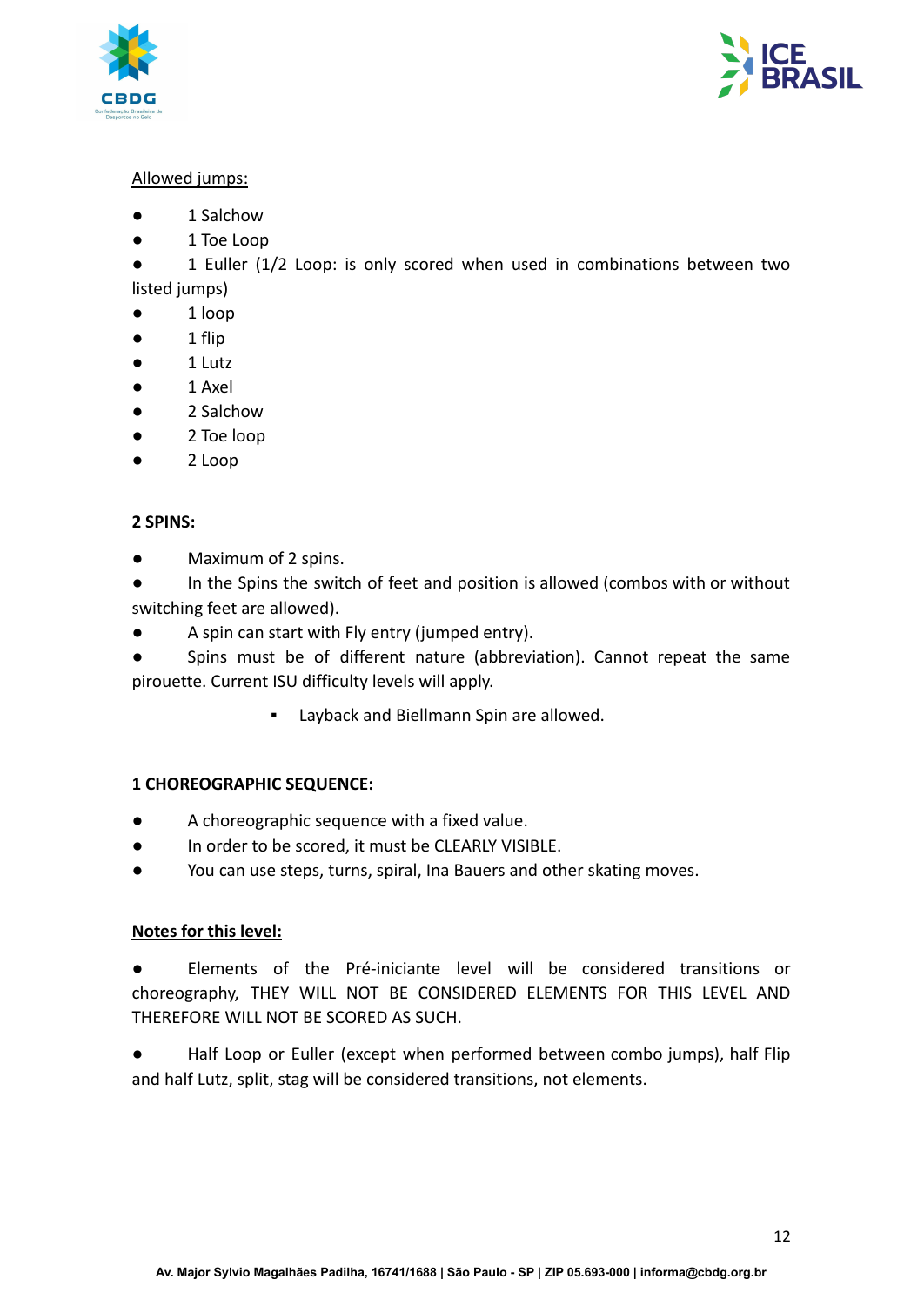<u>Allowed jumps:</u>

- 1 Salchow
- 1 Toe Loop
- 1 Euller (1/2 Loop: is only scored when used in combinations between two listed jumps)
- 1 loop
- 1 flip
- 1 Lutz
- 1 Axel
- 2 Salchow
- 2 Toe loop
- 2 Loop

**2 SPINS:**

- Maximum of 2 spins.
- In the Spins the switch of feet and position is allowed (combos with or without switching feet are allowed).
- A spin can start with Fly entry (jumped entry).
- Spins must be of different nature (abbreviation). Cannot repeat the same pirouette. Current ISU difficulty levels will apply.
    - Layback and Biellmann Spin are allowed.

**1 CHOREOGRAPHIC SEQUENCE:**

- A choreographic sequence with a fixed value.
- In order to be scored, it must be CLEARLY VISIBLE.
- You can use steps, turns, spiral, Ina Bauers and other skating moves.

**<u>Notes for this level:</u>**

- Elements of the Pré-iniciante level will be considered transitions or choreography, THEY WILL NOT BE CONSIDERED ELEMENTS FOR THIS LEVEL AND THEREFORE WILL NOT BE SCORED AS SUCH.

- Half Loop or Euller (except when performed between combo jumps), half Flip and half Lutz, split, stag will be considered transitions, not elements.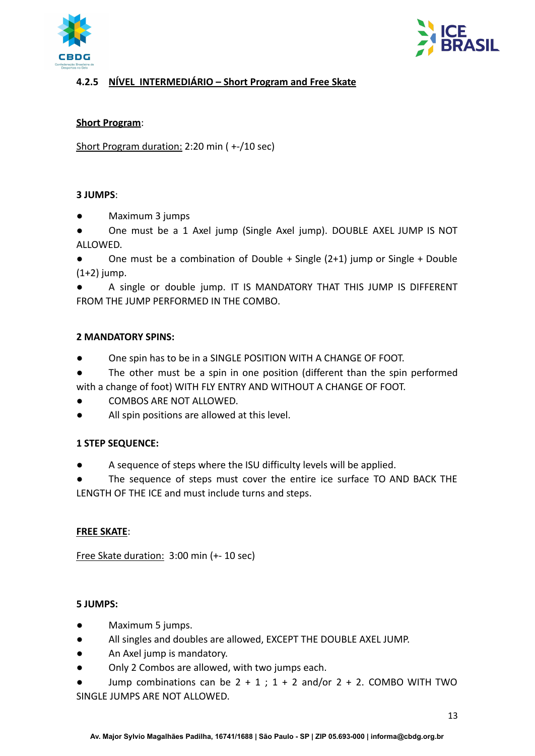### 4.2.5 NÍVEL INTERMEDIÁRIO – Short Program and Free Skate

**Short Program**:

Short Program duration: 2:20 min ( +-/10 sec)

**3 JUMPS**:

- Maximum 3 jumps
- One must be a 1 Axel jump (Single Axel jump). DOUBLE AXEL JUMP IS NOT ALLOWED.
- One must be a combination of Double + Single (2+1) jump or Single + Double (1+2) jump.
- A single or double jump. IT IS MANDATORY THAT THIS JUMP IS DIFFERENT FROM THE JUMP PERFORMED IN THE COMBO.

**2 MANDATORY SPINS:**

- One spin has to be in a SINGLE POSITION WITH A CHANGE OF FOOT.
- The other must be a spin in one position (different than the spin performed with a change of foot) WITH FLY ENTRY AND WITHOUT A CHANGE OF FOOT.
- COMBOS ARE NOT ALLOWED.
- All spin positions are allowed at this level.

**1 STEP SEQUENCE:**

- A sequence of steps where the ISU difficulty levels will be applied.
- The sequence of steps must cover the entire ice surface TO AND BACK THE LENGTH OF THE ICE and must include turns and steps.

**FREE SKATE**:

Free Skate duration: 3:00 min (+- 10 sec)

**5 JUMPS:**

- Maximum 5 jumps.
- All singles and doubles are allowed, EXCEPT THE DOUBLE AXEL JUMP.
- An Axel jump is mandatory.
- Only 2 Combos are allowed, with two jumps each.
- Jump combinations can be 2 + 1 ; 1 + 2 and/or 2 + 2. COMBO WITH TWO SINGLE JUMPS ARE NOT ALLOWED.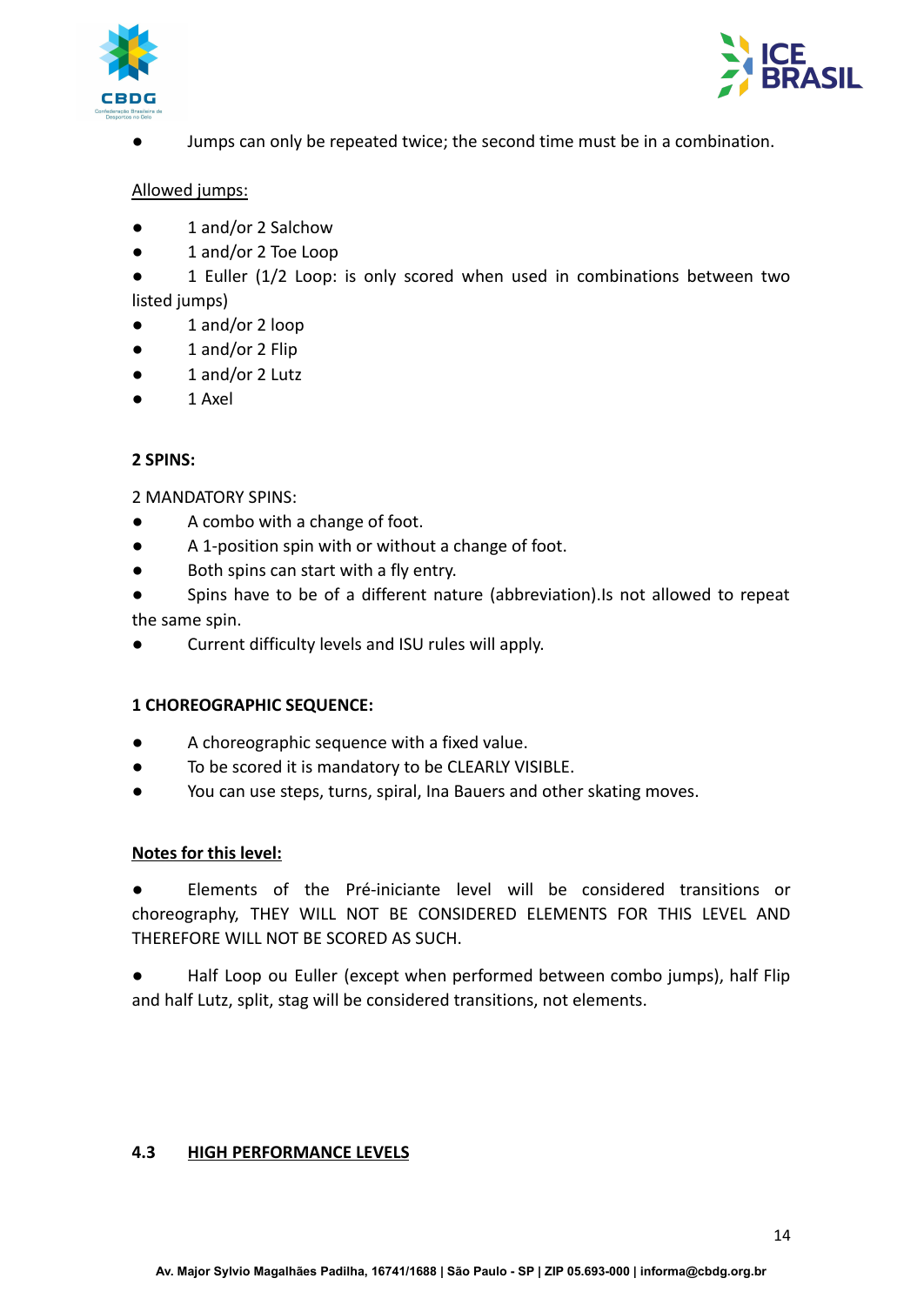- Jumps can only be repeated twice; the second time must be in a combination.

Allowed jumps:

- 1 and/or 2 Salchow
- 1 and/or 2 Toe Loop
- 1 Euller (1/2 Loop: is only scored when used in combinations between two listed jumps)
- 1 and/or 2 loop
- 1 and/or 2 Flip
- 1 and/or 2 Lutz
- 1 Axel

**2 SPINS:**

2 MANDATORY SPINS:

- A combo with a change of foot.
- A 1-position spin with or without a change of foot.
- Both spins can start with a fly entry.
- Spins have to be of a different nature (abbreviation).Is not allowed to repeat the same spin.
- Current difficulty levels and ISU rules will apply.

**1 CHOREOGRAPHIC SEQUENCE:**

- A choreographic sequence with a fixed value.
- To be scored it is mandatory to be CLEARLY VISIBLE.
- You can use steps, turns, spiral, Ina Bauers and other skating moves.

**Notes for this level:**

- Elements of the Pré-iniciante level will be considered transitions or choreography, THEY WILL NOT BE CONSIDERED ELEMENTS FOR THIS LEVEL AND THEREFORE WILL NOT BE SCORED AS SUCH.

- Half Loop ou Euller (except when performed between combo jumps), half Flip and half Lutz, split, stag will be considered transitions, not elements.

### 4.3 HIGH PERFORMANCE LEVELS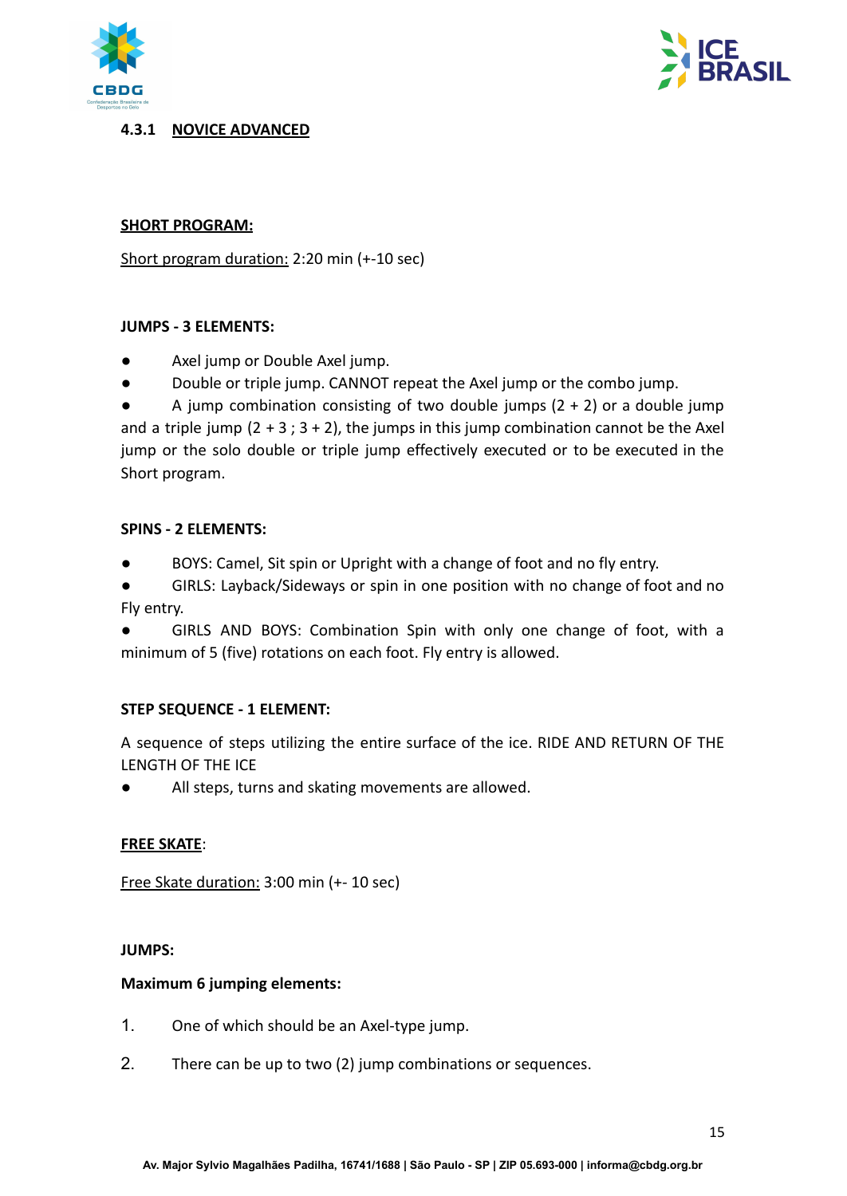### 4.3.1 NOVICE ADVANCED

**SHORT PROGRAM:**

Short program duration: 2:20 min (+-10 sec)

**JUMPS - 3 ELEMENTS:**

- Axel jump or Double Axel jump.
- Double or triple jump. CANNOT repeat the Axel jump or the combo jump.
- A jump combination consisting of two double jumps (2 + 2) or a double jump and a triple jump (2 + 3 ; 3 + 2), the jumps in this jump combination cannot be the Axel jump or the solo double or triple jump effectively executed or to be executed in the Short program.

**SPINS - 2 ELEMENTS:**

- BOYS: Camel, Sit spin or Upright with a change of foot and no fly entry.
- GIRLS: Layback/Sideways or spin in one position with no change of foot and no Fly entry.
- GIRLS AND BOYS: Combination Spin with only one change of foot, with a minimum of 5 (five) rotations on each foot. Fly entry is allowed.

**STEP SEQUENCE - 1 ELEMENT:**

A sequence of steps utilizing the entire surface of the ice. RIDE AND RETURN OF THE LENGTH OF THE ICE

- All steps, turns and skating movements are allowed.

**FREE SKATE**:

Free Skate duration: 3:00 min (+- 10 sec)

**JUMPS:**

**Maximum 6 jumping elements:**

1. One of which should be an Axel-type jump.
2. There can be up to two (2) jump combinations or sequences.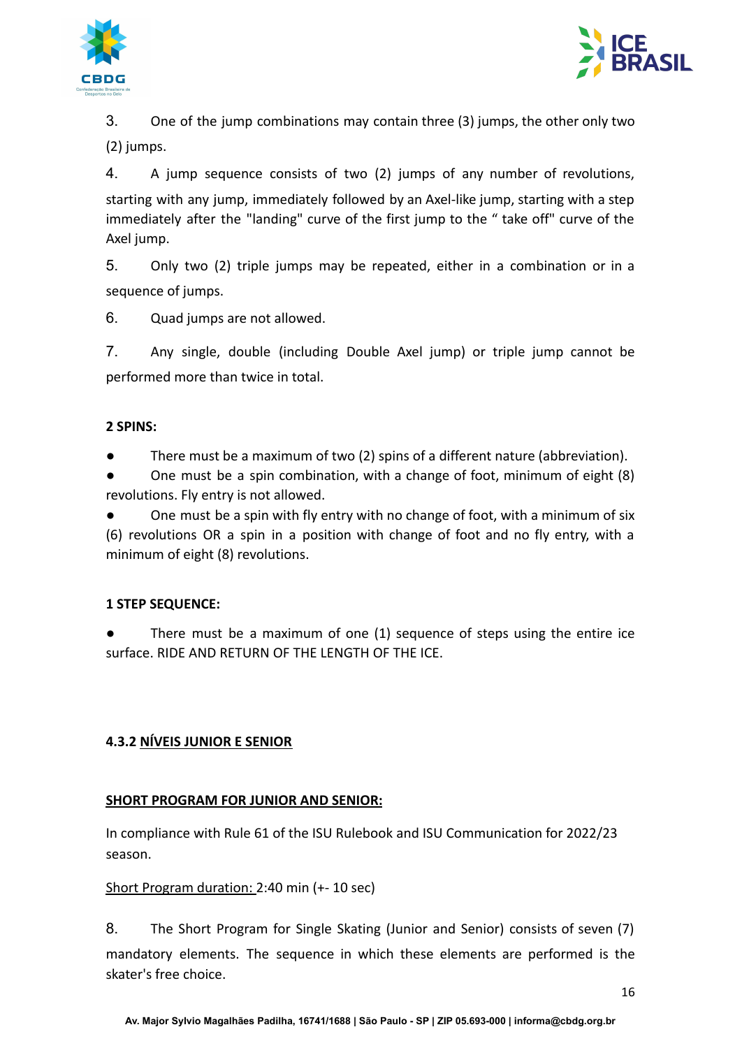3. One of the jump combinations may contain three (3) jumps, the other only two (2) jumps.

4. A jump sequence consists of two (2) jumps of any number of revolutions, starting with any jump, immediately followed by an Axel-like jump, starting with a step immediately after the "landing" curve of the first jump to the " take off" curve of the Axel jump.

5. Only two (2) triple jumps may be repeated, either in a combination or in a sequence of jumps.

6. Quad jumps are not allowed.

7. Any single, double (including Double Axel jump) or triple jump cannot be performed more than twice in total.

**2 SPINS:**

- There must be a maximum of two (2) spins of a different nature (abbreviation).
- One must be a spin combination, with a change of foot, minimum of eight (8) revolutions. Fly entry is not allowed.
- One must be a spin with fly entry with no change of foot, with a minimum of six (6) revolutions OR a spin in a position with change of foot and no fly entry, with a minimum of eight (8) revolutions.

**1 STEP SEQUENCE:**

- There must be a maximum of one (1) sequence of steps using the entire ice surface. RIDE AND RETURN OF THE LENGTH OF THE ICE.

### 4.3.2 NÍVEIS JUNIOR E SENIOR

**SHORT PROGRAM FOR JUNIOR AND SENIOR:**

In compliance with Rule 61 of the ISU Rulebook and ISU Communication for 2022/23 season.

Short Program duration: 2:40 min (+- 10 sec)

8. The Short Program for Single Skating (Junior and Senior) consists of seven (7) mandatory elements. The sequence in which these elements are performed is the skater's free choice.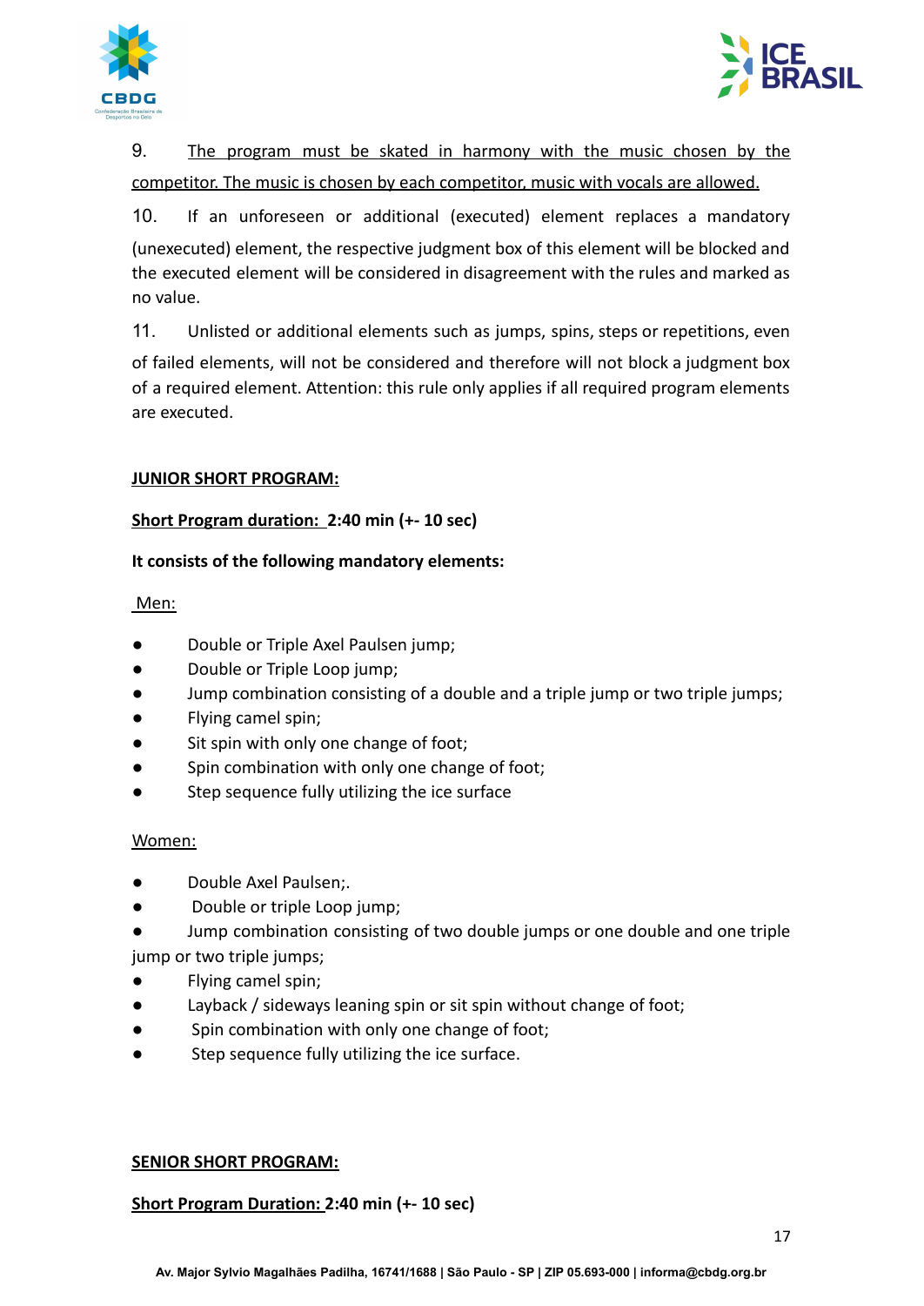9. The program must be skated in harmony with the music chosen by the competitor. The music is chosen by each competitor, music with vocals are allowed.

10. If an unforeseen or additional (executed) element replaces a mandatory (unexecuted) element, the respective judgment box of this element will be blocked and the executed element will be considered in disagreement with the rules and marked as no value.

11. Unlisted or additional elements such as jumps, spins, steps or repetitions, even of failed elements, will not be considered and therefore will not block a judgment box of a required element. Attention: this rule only applies if all required program elements are executed.

**JUNIOR SHORT PROGRAM:**

**Short Program duration: 2:40 min (+- 10 sec)**

**It consists of the following mandatory elements:**

Men:

- Double or Triple Axel Paulsen jump;
- Double or Triple Loop jump;
- Jump combination consisting of a double and a triple jump or two triple jumps;
- Flying camel spin;
- Sit spin with only one change of foot;
- Spin combination with only one change of foot;
- Step sequence fully utilizing the ice surface

Women:

- Double Axel Paulsen;.
- Double or triple Loop jump;
- Jump combination consisting of two double jumps or one double and one triple jump or two triple jumps;
- Flying camel spin;
- Layback / sideways leaning spin or sit spin without change of foot;
- Spin combination with only one change of foot;
- Step sequence fully utilizing the ice surface.

**SENIOR SHORT PROGRAM:**

**Short Program Duration: 2:40 min (+- 10 sec)**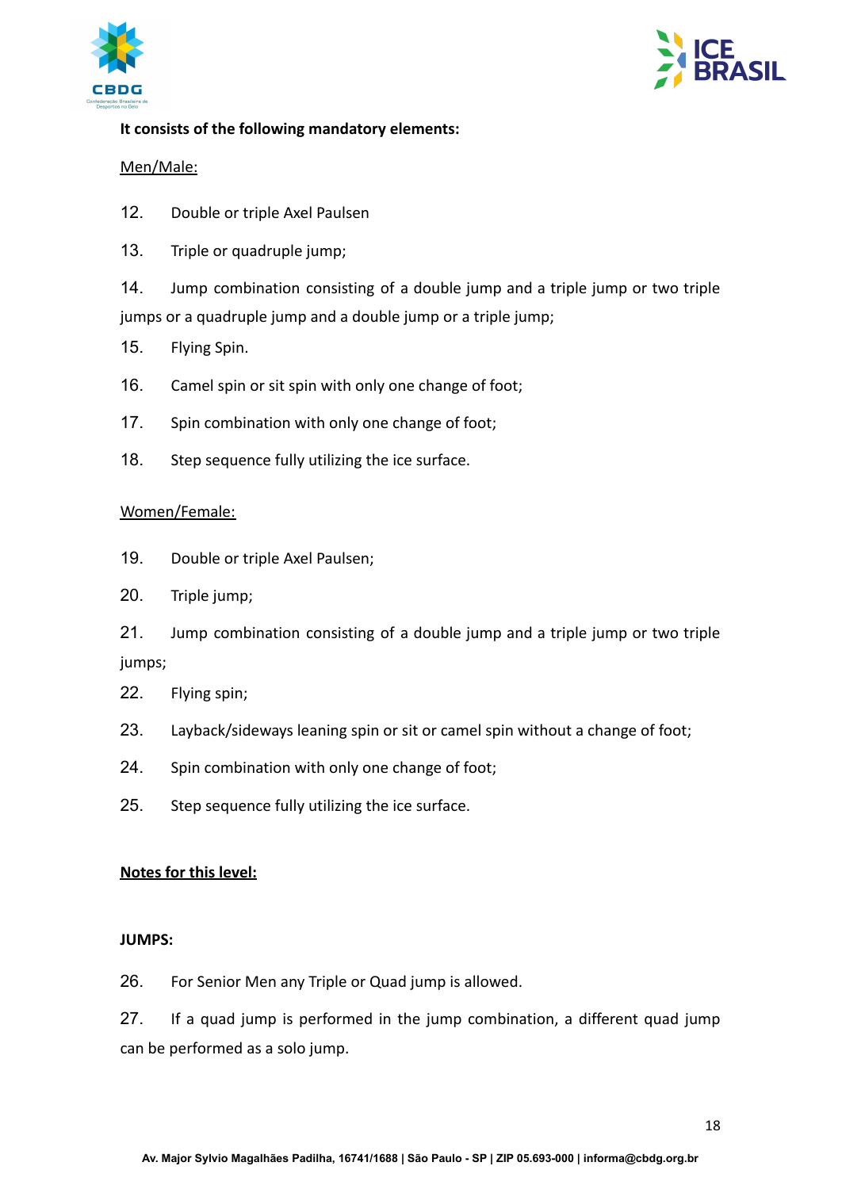**It consists of the following mandatory elements:**

Men/Male:

12. Double or triple Axel Paulsen
13. Triple or quadruple jump;
14. Jump combination consisting of a double jump and a triple jump or two triple jumps or a quadruple jump and a double jump or a triple jump;
15. Flying Spin.
16. Camel spin or sit spin with only one change of foot;
17. Spin combination with only one change of foot;
18. Step sequence fully utilizing the ice surface.

Women/Female:

19. Double or triple Axel Paulsen;
20. Triple jump;
21. Jump combination consisting of a double jump and a triple jump or two triple jumps;
22. Flying spin;
23. Layback/sideways leaning spin or sit or camel spin without a change of foot;
24. Spin combination with only one change of foot;
25. Step sequence fully utilizing the ice surface.

**Notes for this level:**

**JUMPS:**

26. For Senior Men any Triple or Quad jump is allowed.
27. If a quad jump is performed in the jump combination, a different quad jump can be performed as a solo jump.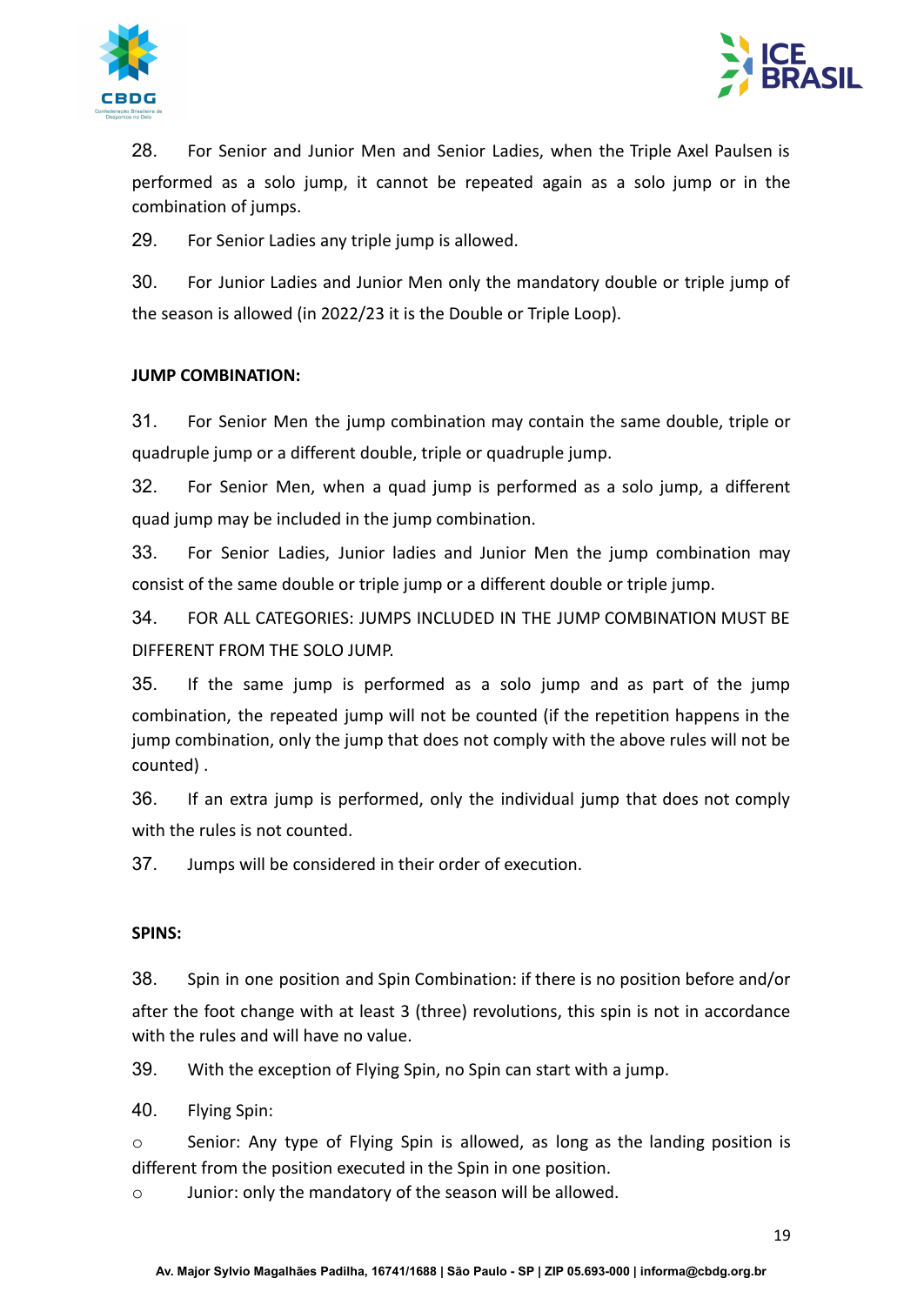28. For Senior and Junior Men and Senior Ladies, when the Triple Axel Paulsen is performed as a solo jump, it cannot be repeated again as a solo jump or in the combination of jumps.

29. For Senior Ladies any triple jump is allowed.

30. For Junior Ladies and Junior Men only the mandatory double or triple jump of the season is allowed (in 2022/23 it is the Double or Triple Loop).

**JUMP COMBINATION:**

31. For Senior Men the jump combination may contain the same double, triple or quadruple jump or a different double, triple or quadruple jump.

32. For Senior Men, when a quad jump is performed as a solo jump, a different quad jump may be included in the jump combination.

33. For Senior Ladies, Junior ladies and Junior Men the jump combination may consist of the same double or triple jump or a different double or triple jump.

34. FOR ALL CATEGORIES: JUMPS INCLUDED IN THE JUMP COMBINATION MUST BE DIFFERENT FROM THE SOLO JUMP.

35. If the same jump is performed as a solo jump and as part of the jump combination, the repeated jump will not be counted (if the repetition happens in the jump combination, only the jump that does not comply with the above rules will not be counted) .

36. If an extra jump is performed, only the individual jump that does not comply with the rules is not counted.

37. Jumps will be considered in their order of execution.

**SPINS:**

38. Spin in one position and Spin Combination: if there is no position before and/or after the foot change with at least 3 (three) revolutions, this spin is not in accordance with the rules and will have no value.

39. With the exception of Flying Spin, no Spin can start with a jump.

40. Flying Spin:

- Senior: Any type of Flying Spin is allowed, as long as the landing position is different from the position executed in the Spin in one position.
- Junior: only the mandatory of the season will be allowed.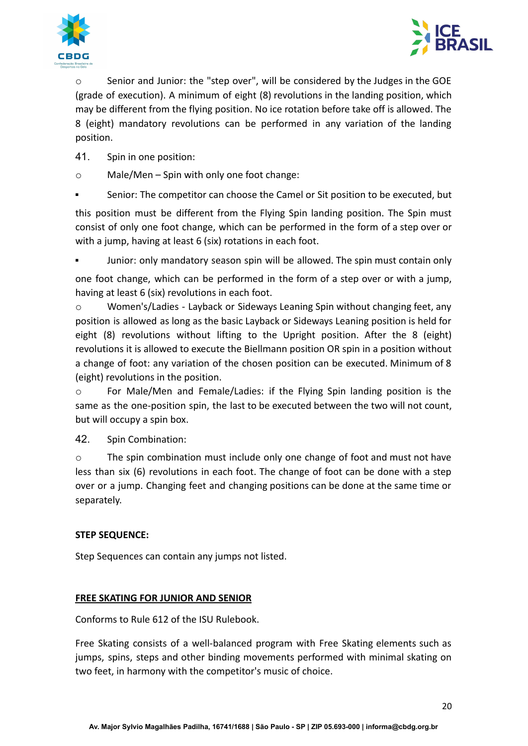- Senior and Junior: the "step over", will be considered by the Judges in the GOE (grade of execution). A minimum of eight (8) revolutions in the landing position, which may be different from the flying position. No ice rotation before take off is allowed. The 8 (eight) mandatory revolutions can be performed in any variation of the landing position.

41. Spin in one position:

- Male/Men – Spin with only one foot change:
  - Senior: The competitor can choose the Camel or Sit position to be executed, but this position must be different from the Flying Spin landing position. The Spin must consist of only one foot change, which can be performed in the form of a step over or with a jump, having at least 6 (six) rotations in each foot.
  - Junior: only mandatory season spin will be allowed. The spin must contain only one foot change, which can be performed in the form of a step over or with a jump, having at least 6 (six) revolutions in each foot.
- Women's/Ladies - Layback or Sideways Leaning Spin without changing feet, any position is allowed as long as the basic Layback or Sideways Leaning position is held for eight (8) revolutions without lifting to the Upright position. After the 8 (eight) revolutions it is allowed to execute the Biellmann position OR spin in a position without a change of foot: any variation of the chosen position can be executed. Minimum of 8 (eight) revolutions in the position.
- For Male/Men and Female/Ladies: if the Flying Spin landing position is the same as the one-position spin, the last to be executed between the two will not count, but will occupy a spin box.

42. Spin Combination:

- The spin combination must include only one change of foot and must not have less than six (6) revolutions in each foot. The change of foot can be done with a step over or a jump. Changing feet and changing positions can be done at the same time or separately.

**STEP SEQUENCE:**

Step Sequences can contain any jumps not listed.

**FREE SKATING FOR JUNIOR AND SENIOR**

Conforms to Rule 612 of the ISU Rulebook.

Free Skating consists of a well-balanced program with Free Skating elements such as jumps, spins, steps and other binding movements performed with minimal skating on two feet, in harmony with the competitor's music of choice.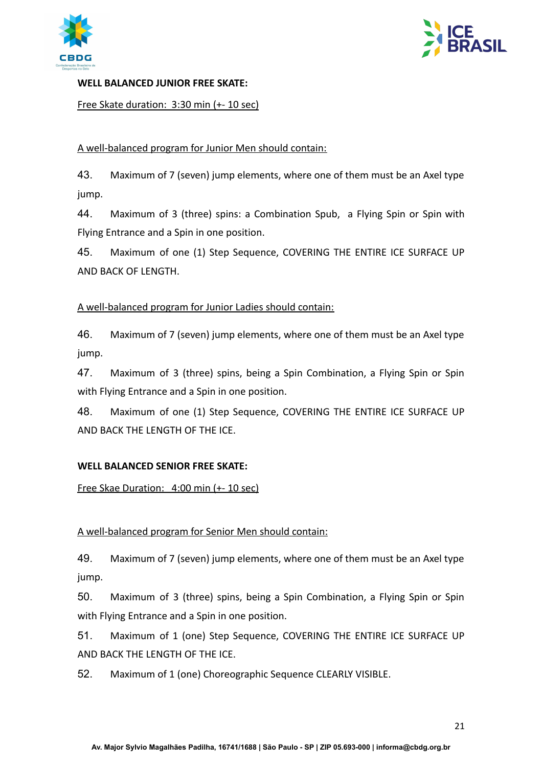**WELL BALANCED JUNIOR FREE SKATE:**

Free Skate duration: 3:30 min (+- 10 sec)

A well-balanced program for Junior Men should contain:

43. Maximum of 7 (seven) jump elements, where one of them must be an Axel type jump.

44. Maximum of 3 (three) spins: a Combination Spub, a Flying Spin or Spin with Flying Entrance and a Spin in one position.

45. Maximum of one (1) Step Sequence, COVERING THE ENTIRE ICE SURFACE UP AND BACK OF LENGTH.

A well-balanced program for Junior Ladies should contain:

46. Maximum of 7 (seven) jump elements, where one of them must be an Axel type jump.

47. Maximum of 3 (three) spins, being a Spin Combination, a Flying Spin or Spin with Flying Entrance and a Spin in one position.

48. Maximum of one (1) Step Sequence, COVERING THE ENTIRE ICE SURFACE UP AND BACK THE LENGTH OF THE ICE.

**WELL BALANCED SENIOR FREE SKATE:**

Free Skae Duration: 4:00 min (+- 10 sec)

A well-balanced program for Senior Men should contain:

49. Maximum of 7 (seven) jump elements, where one of them must be an Axel type jump.

50. Maximum of 3 (three) spins, being a Spin Combination, a Flying Spin or Spin with Flying Entrance and a Spin in one position.

51. Maximum of 1 (one) Step Sequence, COVERING THE ENTIRE ICE SURFACE UP AND BACK THE LENGTH OF THE ICE.

52. Maximum of 1 (one) Choreographic Sequence CLEARLY VISIBLE.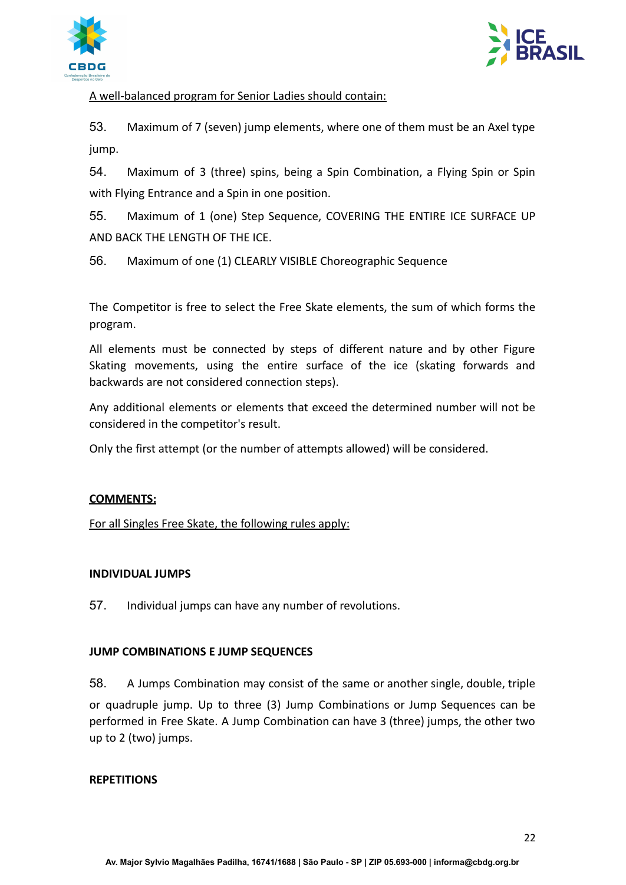A well-balanced program for Senior Ladies should contain:

53. Maximum of 7 (seven) jump elements, where one of them must be an Axel type jump.

54. Maximum of 3 (three) spins, being a Spin Combination, a Flying Spin or Spin with Flying Entrance and a Spin in one position.

55. Maximum of 1 (one) Step Sequence, COVERING THE ENTIRE ICE SURFACE UP AND BACK THE LENGTH OF THE ICE.

56. Maximum of one (1) CLEARLY VISIBLE Choreographic Sequence

The Competitor is free to select the Free Skate elements, the sum of which forms the program.

All elements must be connected by steps of different nature and by other Figure Skating movements, using the entire surface of the ice (skating forwards and backwards are not considered connection steps).

Any additional elements or elements that exceed the determined number will not be considered in the competitor's result.

Only the first attempt (or the number of attempts allowed) will be considered.

**COMMENTS:**

For all Singles Free Skate, the following rules apply:

**INDIVIDUAL JUMPS**

57. Individual jumps can have any number of revolutions.

**JUMP COMBINATIONS E JUMP SEQUENCES**

58. A Jumps Combination may consist of the same or another single, double, triple or quadruple jump. Up to three (3) Jump Combinations or Jump Sequences can be performed in Free Skate. A Jump Combination can have 3 (three) jumps, the other two up to 2 (two) jumps.

**REPETITIONS**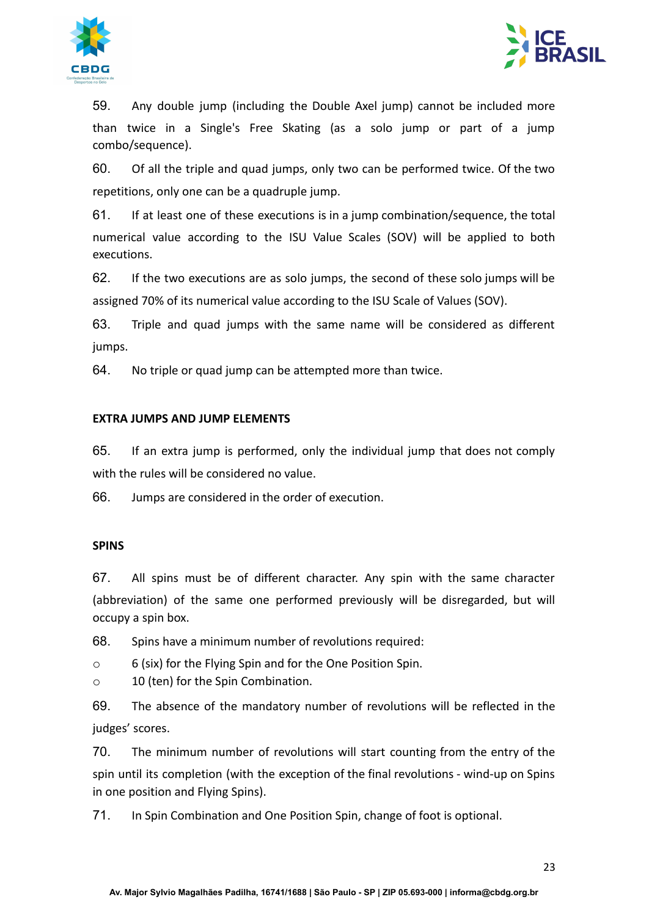59. Any double jump (including the Double Axel jump) cannot be included more than twice in a Single's Free Skating (as a solo jump or part of a jump combo/sequence).

60. Of all the triple and quad jumps, only two can be performed twice. Of the two repetitions, only one can be a quadruple jump.

61. If at least one of these executions is in a jump combination/sequence, the total numerical value according to the ISU Value Scales (SOV) will be applied to both executions.

62. If the two executions are as solo jumps, the second of these solo jumps will be assigned 70% of its numerical value according to the ISU Scale of Values (SOV).

63. Triple and quad jumps with the same name will be considered as different jumps.

64. No triple or quad jump can be attempted more than twice.

**EXTRA JUMPS AND JUMP ELEMENTS**

65. If an extra jump is performed, only the individual jump that does not comply with the rules will be considered no value.

66. Jumps are considered in the order of execution.

**SPINS**

67. All spins must be of different character. Any spin with the same character (abbreviation) of the same one performed previously will be disregarded, but will occupy a spin box.

68. Spins have a minimum number of revolutions required:

- 6 (six) for the Flying Spin and for the One Position Spin.
- 10 (ten) for the Spin Combination.

69. The absence of the mandatory number of revolutions will be reflected in the judges' scores.

70. The minimum number of revolutions will start counting from the entry of the spin until its completion (with the exception of the final revolutions - wind-up on Spins in one position and Flying Spins).

71. In Spin Combination and One Position Spin, change of foot is optional.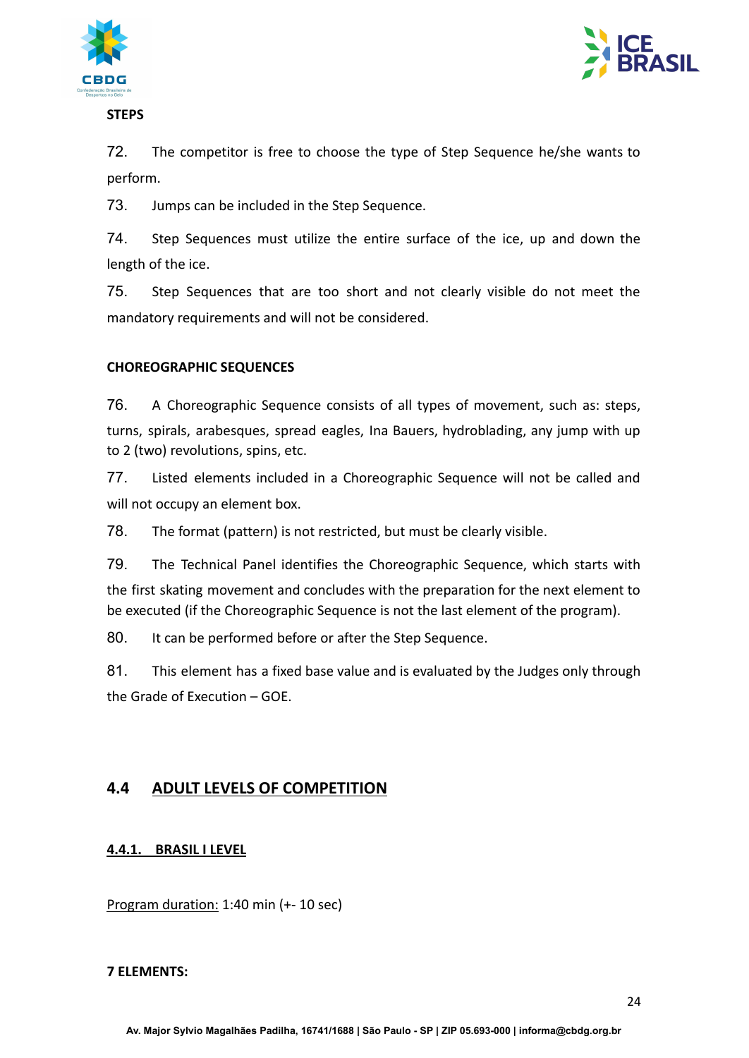**STEPS**

72. The competitor is free to choose the type of Step Sequence he/she wants to perform.

73. Jumps can be included in the Step Sequence.

74. Step Sequences must utilize the entire surface of the ice, up and down the length of the ice.

75. Step Sequences that are too short and not clearly visible do not meet the mandatory requirements and will not be considered.

**CHOREOGRAPHIC SEQUENCES**

76. A Choreographic Sequence consists of all types of movement, such as: steps, turns, spirals, arabesques, spread eagles, Ina Bauers, hydroblading, any jump with up to 2 (two) revolutions, spins, etc.

77. Listed elements included in a Choreographic Sequence will not be called and will not occupy an element box.

78. The format (pattern) is not restricted, but must be clearly visible.

79. The Technical Panel identifies the Choreographic Sequence, which starts with the first skating movement and concludes with the preparation for the next element to be executed (if the Choreographic Sequence is not the last element of the program).

80. It can be performed before or after the Step Sequence.

81. This element has a fixed base value and is evaluated by the Judges only through the Grade of Execution – GOE.

## 4.4 ADULT LEVELS OF COMPETITION

### 4.4.1. BRASIL I LEVEL

Program duration: 1:40 min (+- 10 sec)

**7 ELEMENTS:**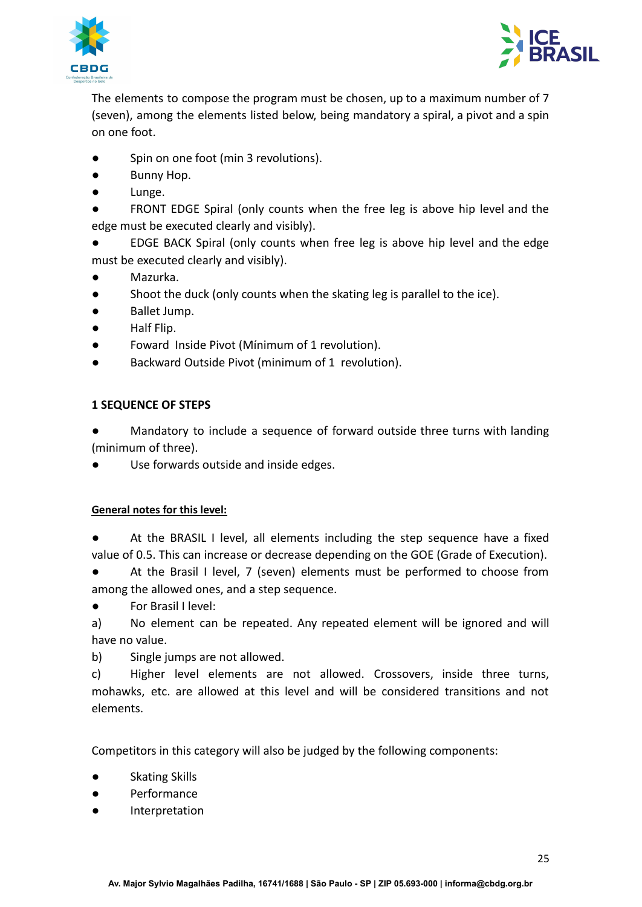The elements to compose the program must be chosen, up to a maximum number of 7 (seven), among the elements listed below, being mandatory a spiral, a pivot and a spin on one foot.

- Spin on one foot (min 3 revolutions).
- Bunny Hop.
- Lunge.
- FRONT EDGE Spiral (only counts when the free leg is above hip level and the edge must be executed clearly and visibly).
- EDGE BACK Spiral (only counts when free leg is above hip level and the edge must be executed clearly and visibly).
- Mazurka.
- Shoot the duck (only counts when the skating leg is parallel to the ice).
- Ballet Jump.
- Half Flip.
- Foward Inside Pivot (Mínimum of 1 revolution).
- Backward Outside Pivot (minimum of 1 revolution).

**1 SEQUENCE OF STEPS**

- Mandatory to include a sequence of forward outside three turns with landing (minimum of three).
- Use forwards outside and inside edges.

**General notes for this level:**

- At the BRASIL I level, all elements including the step sequence have a fixed value of 0.5. This can increase or decrease depending on the GOE (Grade of Execution).
- At the Brasil I level, 7 (seven) elements must be performed to choose from among the allowed ones, and a step sequence.
- For Brasil I level:

a) No element can be repeated. Any repeated element will be ignored and will have no value.

b) Single jumps are not allowed.

c) Higher level elements are not allowed. Crossovers, inside three turns, mohawks, etc. are allowed at this level and will be considered transitions and not elements.

Competitors in this category will also be judged by the following components:

- Skating Skills
- Performance
- Interpretation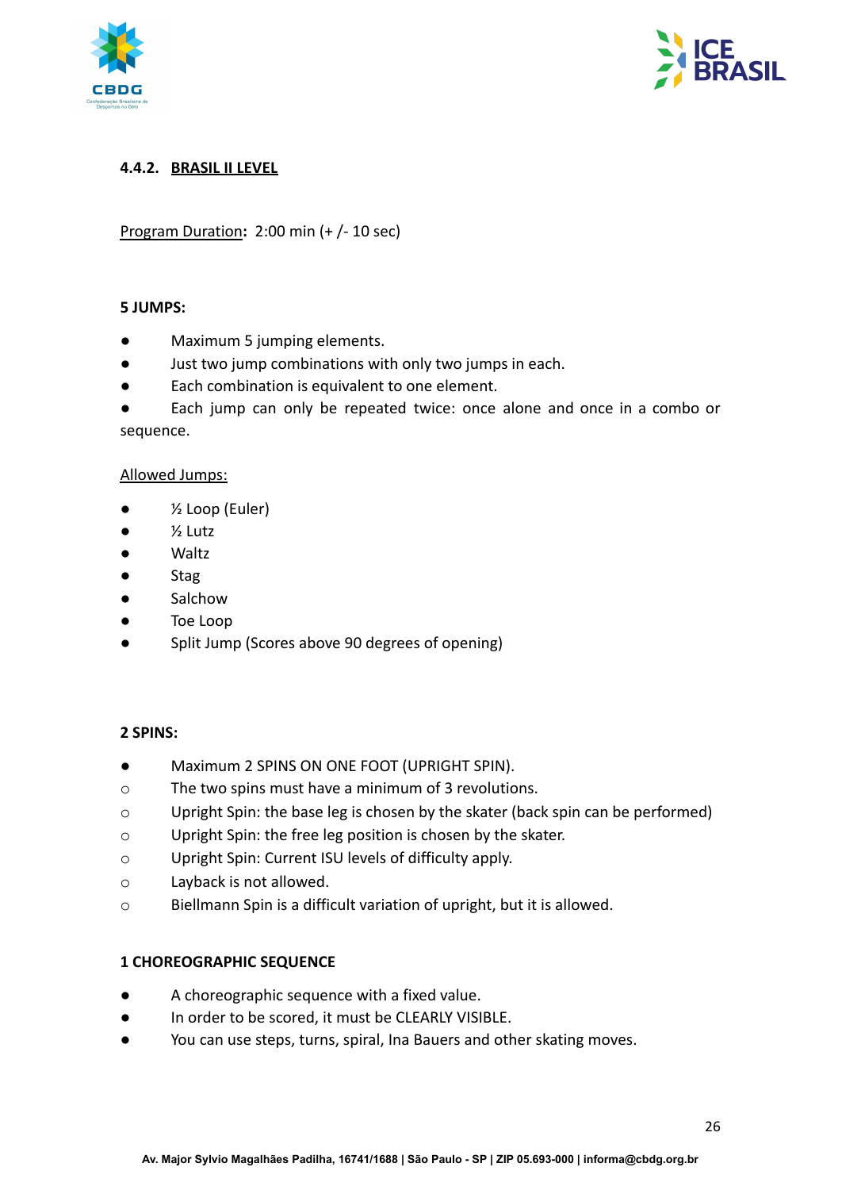#### 4.4.2. BRASIL II LEVEL

Program Duration**:** 2:00 min (+ /- 10 sec)

**5 JUMPS:**

- Maximum 5 jumping elements.
- Just two jump combinations with only two jumps in each.
- Each combination is equivalent to one element.
- Each jump can only be repeated twice: once alone and once in a combo or sequence.

Allowed Jumps:

- ½ Loop (Euler)
- ½ Lutz
- Waltz
- Stag
- Salchow
- Toe Loop
- Split Jump (Scores above 90 degrees of opening)

**2 SPINS:**

- Maximum 2 SPINS ON ONE FOOT (UPRIGHT SPIN).
  - The two spins must have a minimum of 3 revolutions.
  - Upright Spin: the base leg is chosen by the skater (back spin can be performed)
  - Upright Spin: the free leg position is chosen by the skater.
  - Upright Spin: Current ISU levels of difficulty apply.
  - Layback is not allowed.
  - Biellmann Spin is a difficult variation of upright, but it is allowed.

**1 CHOREOGRAPHIC SEQUENCE**

- A choreographic sequence with a fixed value.
- In order to be scored, it must be CLEARLY VISIBLE.
- You can use steps, turns, spiral, Ina Bauers and other skating moves.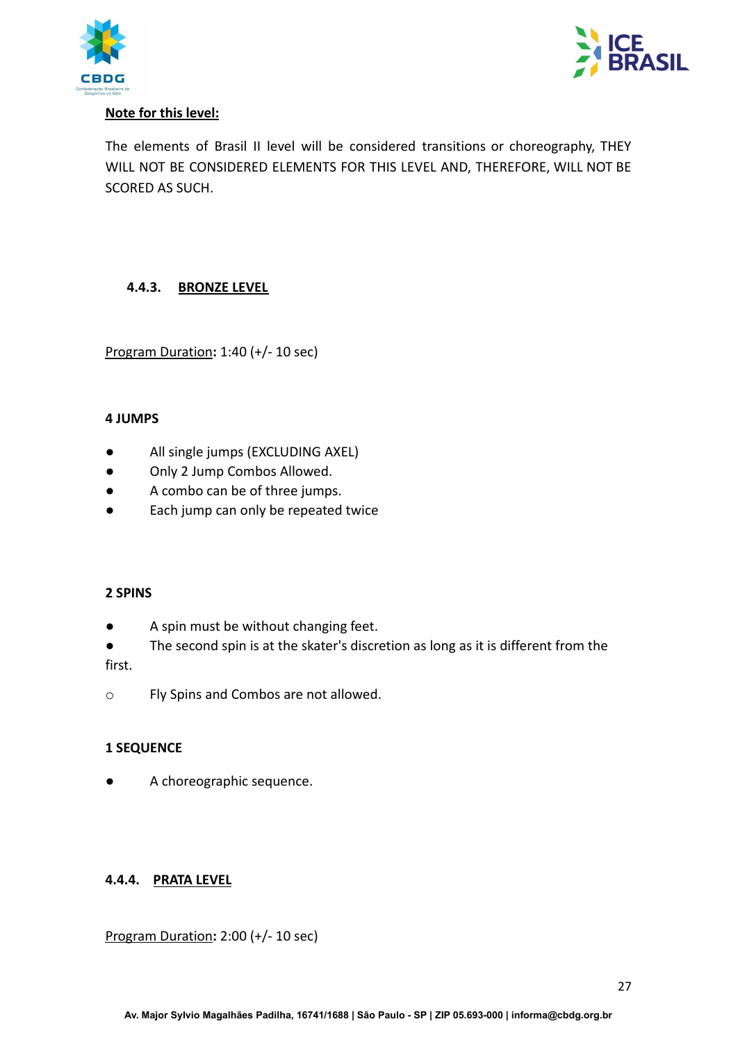**Note for this level:**

The elements of Brasil II level will be considered transitions or choreography, THEY WILL NOT BE CONSIDERED ELEMENTS FOR THIS LEVEL AND, THEREFORE, WILL NOT BE SCORED AS SUCH.

### 4.4.3. BRONZE LEVEL

Program Duration**:** 1:40 (+/- 10 sec)

**4 JUMPS**

- All single jumps (EXCLUDING AXEL)
- Only 2 Jump Combos Allowed.
- A combo can be of three jumps.
- Each jump can only be repeated twice

**2 SPINS**

- A spin must be without changing feet.
- The second spin is at the skater's discretion as long as it is different from the first.
  - Fly Spins and Combos are not allowed.

**1 SEQUENCE**

- A choreographic sequence.

### 4.4.4. PRATA LEVEL

Program Duration**:** 2:00 (+/- 10 sec)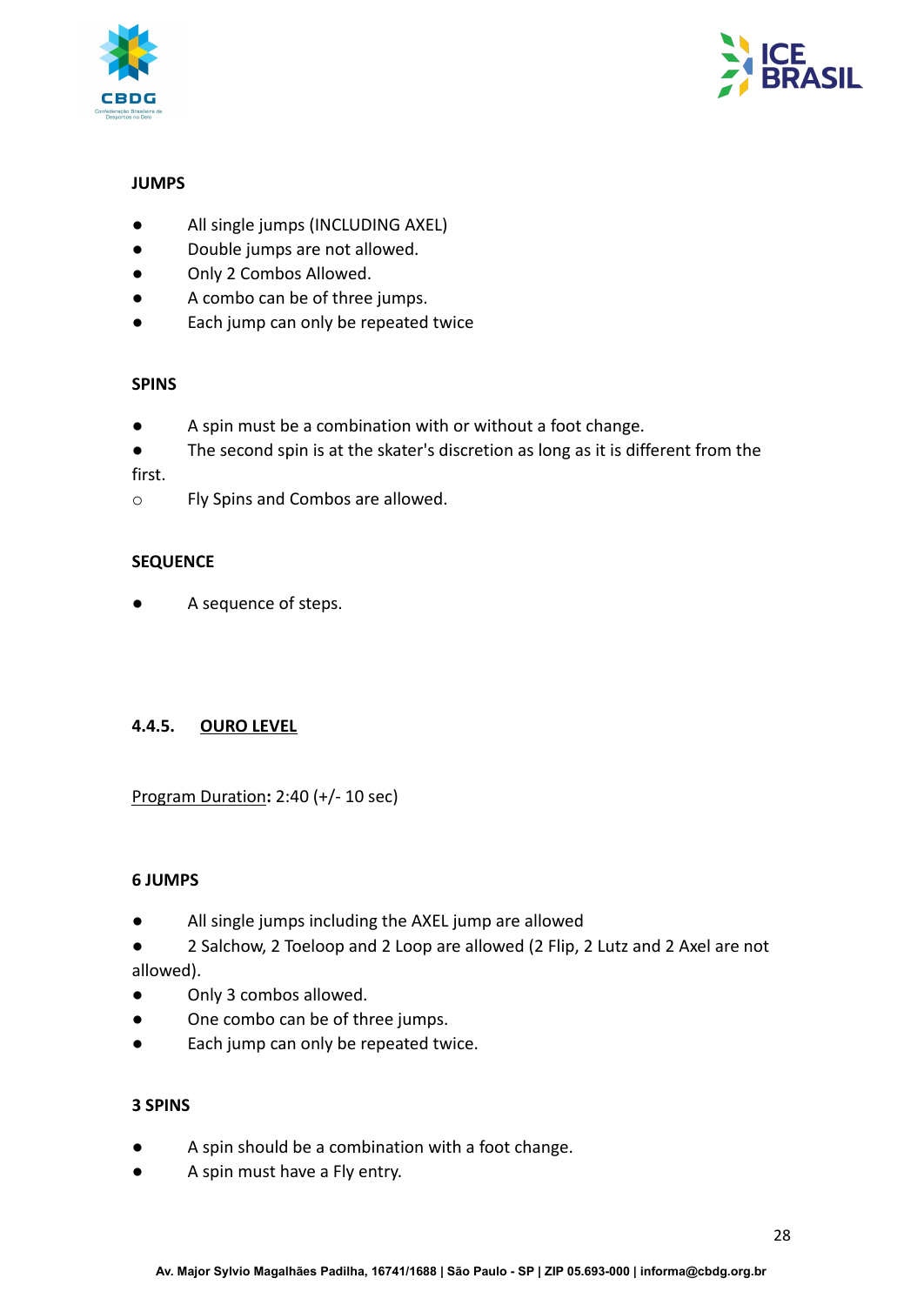**JUMPS**

- All single jumps (INCLUDING AXEL)
- Double jumps are not allowed.
- Only 2 Combos Allowed.
- A combo can be of three jumps.
- Each jump can only be repeated twice

**SPINS**

- A spin must be a combination with or without a foot change.
- The second spin is at the skater's discretion as long as it is different from the first.
  - Fly Spins and Combos are allowed.

**SEQUENCE**

- A sequence of steps.

#### 4.4.5. OURO LEVEL

Program Duration**:** 2:40 (+/- 10 sec)

**6 JUMPS**

- All single jumps including the AXEL jump are allowed
- 2 Salchow, 2 Toeloop and 2 Loop are allowed (2 Flip, 2 Lutz and 2 Axel are not allowed).
- Only 3 combos allowed.
- One combo can be of three jumps.
- Each jump can only be repeated twice.

**3 SPINS**

- A spin should be a combination with a foot change.
- A spin must have a Fly entry.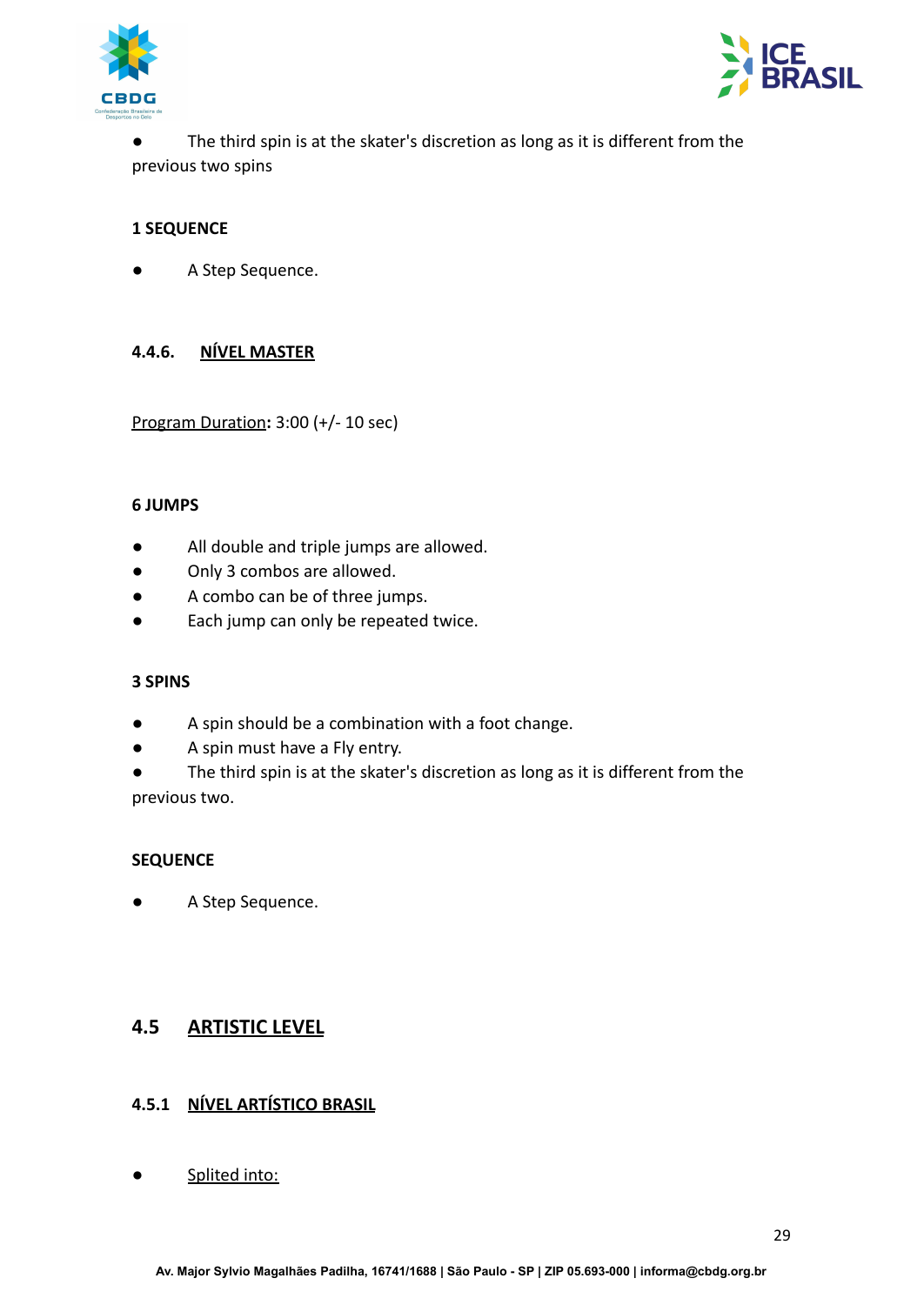- The third spin is at the skater's discretion as long as it is different from the previous two spins

**1 SEQUENCE**

- A Step Sequence.

#### 4.4.6. NÍVEL MASTER

Program Duration**:** 3:00 (+/- 10 sec)

**6 JUMPS**

- All double and triple jumps are allowed.
- Only 3 combos are allowed.
- A combo can be of three jumps.
- Each jump can only be repeated twice.

**3 SPINS**

- A spin should be a combination with a foot change.
- A spin must have a Fly entry.
- The third spin is at the skater's discretion as long as it is different from the previous two.

**SEQUENCE**

- A Step Sequence.

## 4.5 ARTISTIC LEVEL

### 4.5.1 NÍVEL ARTÍSTICO BRASIL

- Splited into: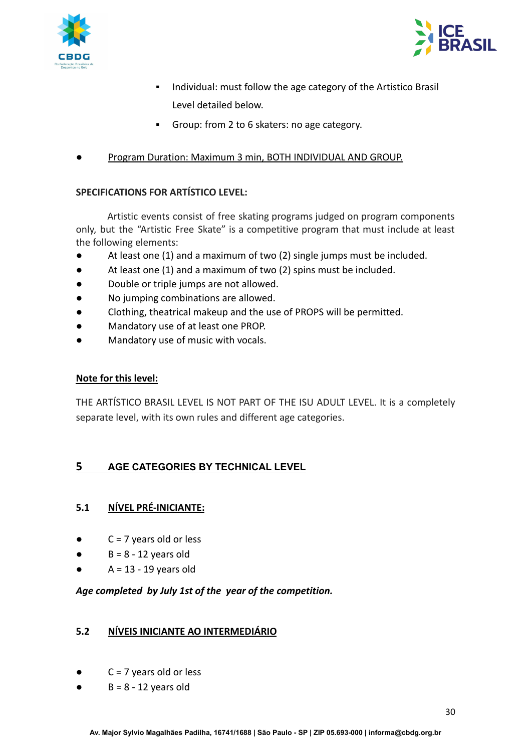- Individual: must follow the age category of the Artistico Brasil Level detailed below.
- Group: from 2 to 6 skaters: no age category.

- Program Duration: Maximum 3 min, BOTH INDIVIDUAL AND GROUP.

**SPECIFICATIONS FOR ARTÍSTICO LEVEL:**

Artistic events consist of free skating programs judged on program components only, but the "Artistic Free Skate" is a competitive program that must include at least the following elements:

- At least one (1) and a maximum of two (2) single jumps must be included.
- At least one (1) and a maximum of two (2) spins must be included.
- Double or triple jumps are not allowed.
- No jumping combinations are allowed.
- Clothing, theatrical makeup and the use of PROPS will be permitted.
- Mandatory use of at least one PROP.
- Mandatory use of music with vocals.

**Note for this level:**

THE ARTÍSTICO BRASIL LEVEL IS NOT PART OF THE ISU ADULT LEVEL. It is a completely separate level, with its own rules and different age categories.

## 5 AGE CATEGORIES BY TECHNICAL LEVEL

### 5.1 NÍVEL PRÉ-INICIANTE:

- C = 7 years old or less
- B = 8 - 12 years old
- A = 13 - 19 years old

***Age completed by July 1st of the year of the competition.***

### 5.2 NÍVEIS INICIANTE AO INTERMEDIÁRIO

- C = 7 years old or less
- B = 8 - 12 years old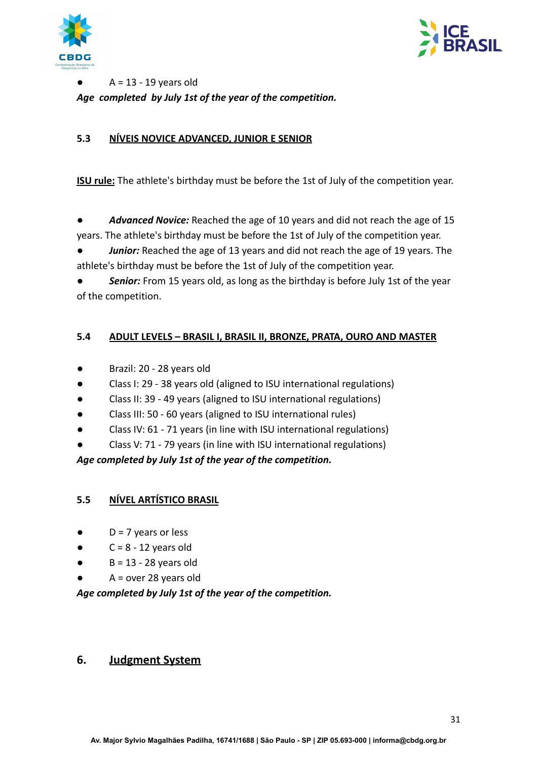- A = 13 - 19 years old

***Age completed by July 1st of the year of the competition.***

### 5.3 NÍVEIS NOVICE ADVANCED, JUNIOR E SENIOR

**ISU rule:** The athlete's birthday must be before the 1st of July of the competition year.

- ***Advanced Novice:*** Reached the age of 10 years and did not reach the age of 15 years. The athlete's birthday must be before the 1st of July of the competition year.
- ***Junior:*** Reached the age of 13 years and did not reach the age of 19 years. The athlete's birthday must be before the 1st of July of the competition year.
- ***Senior:*** From 15 years old, as long as the birthday is before July 1st of the year of the competition.

### 5.4 ADULT LEVELS – BRASIL I, BRASIL II, BRONZE, PRATA, OURO AND MASTER

- Brazil: 20 - 28 years old
- Class I: 29 - 38 years old (aligned to ISU international regulations)
- Class II: 39 - 49 years (aligned to ISU international regulations)
- Class III: 50 - 60 years (aligned to ISU international rules)
- Class IV: 61 - 71 years (in line with ISU international regulations)
- Class V: 71 - 79 years (in line with ISU international regulations)

***Age completed by July 1st of the year of the competition.***

### 5.5 NÍVEL ARTÍSTICO BRASIL

- D = 7 years or less
- C = 8 - 12 years old
- B = 13 - 28 years old
- A = over 28 years old

***Age completed by July 1st of the year of the competition.***

## 6. Judgment System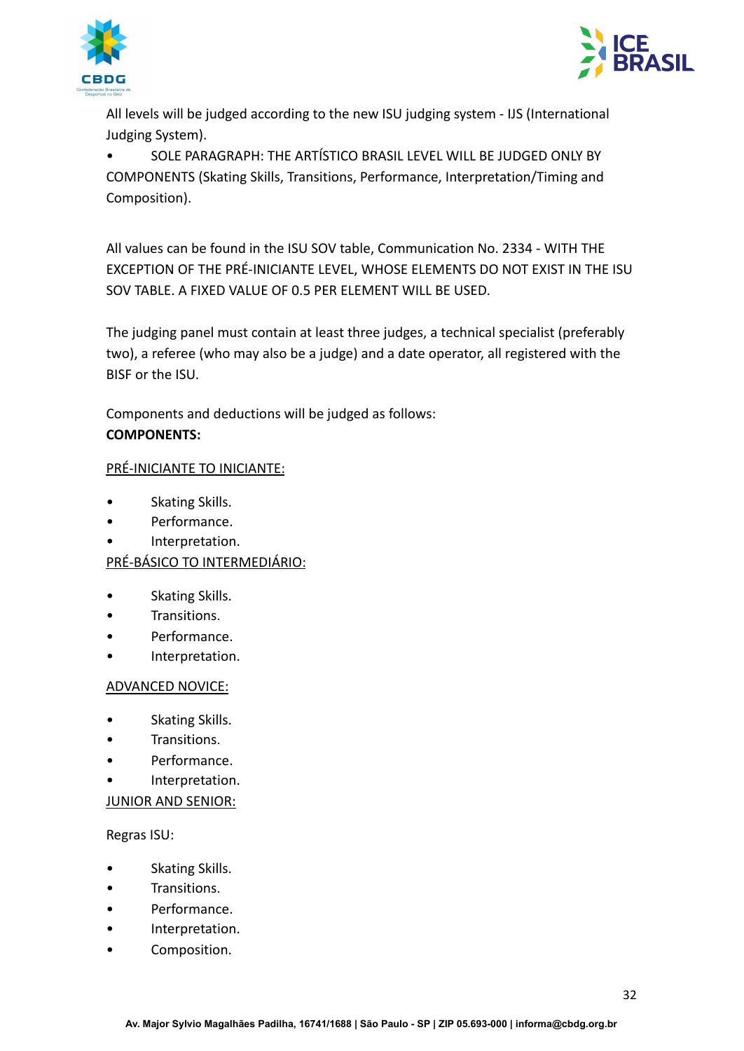All levels will be judged according to the new ISU judging system - IJS (International Judging System).

- SOLE PARAGRAPH: THE ARTÍSTICO BRASIL LEVEL WILL BE JUDGED ONLY BY COMPONENTS (Skating Skills, Transitions, Performance, Interpretation/Timing and Composition).

All values can be found in the ISU SOV table, Communication No. 2334 - WITH THE EXCEPTION OF THE PRÉ-INICIANTE LEVEL, WHOSE ELEMENTS DO NOT EXIST IN THE ISU SOV TABLE. A FIXED VALUE OF 0.5 PER ELEMENT WILL BE USED.

The judging panel must contain at least three judges, a technical specialist (preferably two), a referee (who may also be a judge) and a date operator, all registered with the BISF or the ISU.

Components and deductions will be judged as follows:

**COMPONENTS:**

<u>PRÉ-INICIANTE TO INICIANTE:</u>

- Skating Skills.
- Performance.
- Interpretation.

<u>PRÉ-BÁSICO TO INTERMEDIÁRIO:</u>

- Skating Skills.
- Transitions.
- Performance.
- Interpretation.

<u>ADVANCED NOVICE:</u>

- Skating Skills.
- Transitions.
- Performance.
- Interpretation.

<u>JUNIOR AND SENIOR:</u>

Regras ISU:

- Skating Skills.
- Transitions.
- Performance.
- Interpretation.
- Composition.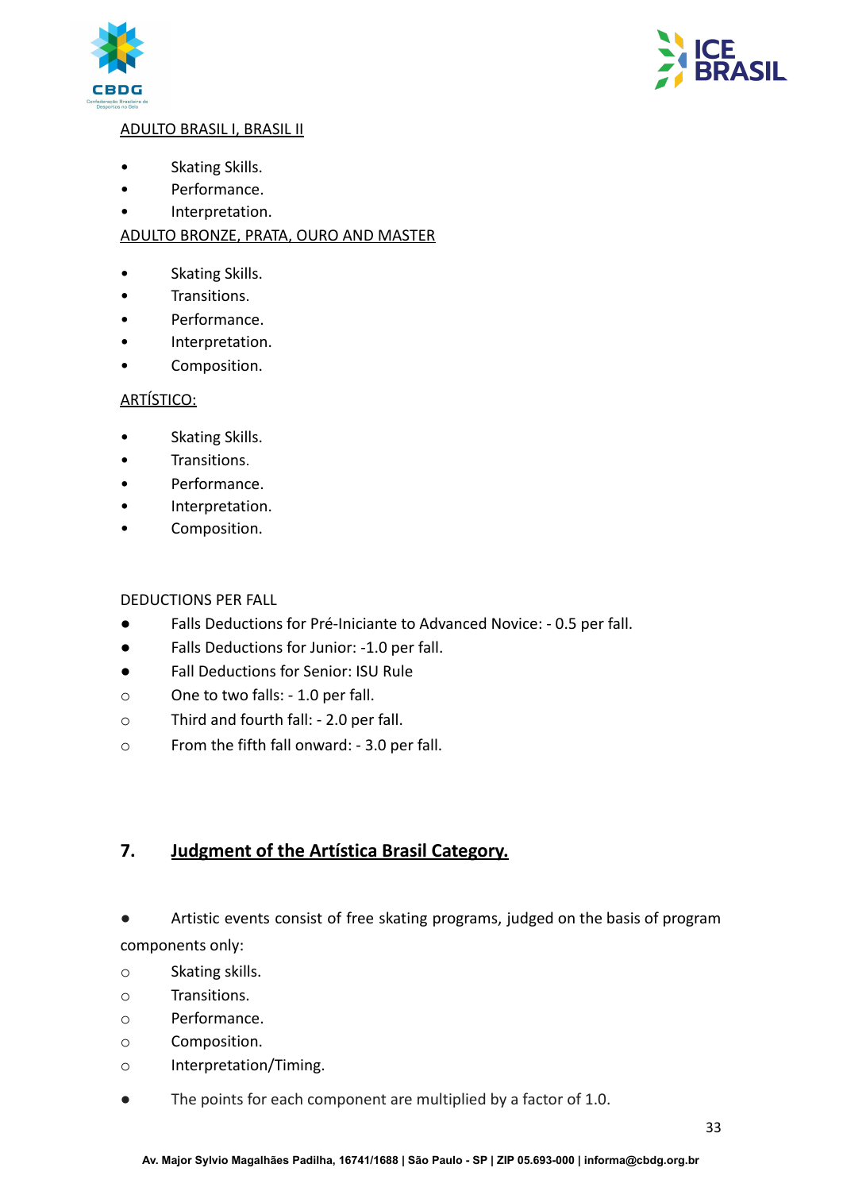ADULTO BRASIL I, BRASIL II

- Skating Skills.
- Performance.
- Interpretation.

ADULTO BRONZE, PRATA, OURO AND MASTER

- Skating Skills.
- Transitions.
- Performance.
- Interpretation.
- Composition.

ARTÍSTICO:

- Skating Skills.
- Transitions.
- Performance.
- Interpretation.
- Composition.

DEDUCTIONS PER FALL

- Falls Deductions for Pré-Iniciante to Advanced Novice: - 0.5 per fall.
- Falls Deductions for Junior: -1.0 per fall.
- Fall Deductions for Senior: ISU Rule
    - One to two falls: - 1.0 per fall.
    - Third and fourth fall: - 2.0 per fall.
    - From the fifth fall onward: - 3.0 per fall.

## 7. Judgment of the Artística Brasil Category.

- Artistic events consist of free skating programs, judged on the basis of program components only:
    - Skating skills.
    - Transitions.
    - Performance.
    - Composition.
    - Interpretation/Timing.
- The points for each component are multiplied by a factor of 1.0.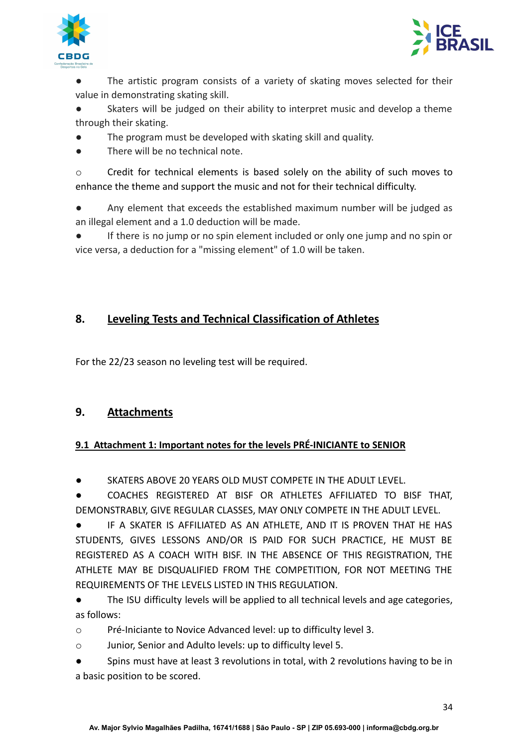- The artistic program consists of a variety of skating moves selected for their value in demonstrating skating skill.
- Skaters will be judged on their ability to interpret music and develop a theme through their skating.
- The program must be developed with skating skill and quality.
- There will be no technical note.

  - Credit for technical elements is based solely on the ability of such moves to enhance the theme and support the music and not for their technical difficulty.

- Any element that exceeds the established maximum number will be judged as an illegal element and a 1.0 deduction will be made.
- If there is no jump or no spin element included or only one jump and no spin or vice versa, a deduction for a "missing element" of 1.0 will be taken.

## 8. <u>Leveling Tests and Technical Classification of Athletes</u>

For the 22/23 season no leveling test will be required.

## 9. <u>Attachments</u>

### <u>9.1 Attachment 1: Important notes for the levels PRÉ-INICIANTE to SENIOR</u>

- SKATERS ABOVE 20 YEARS OLD MUST COMPETE IN THE ADULT LEVEL.
- COACHES REGISTERED AT BISF OR ATHLETES AFFILIATED TO BISF THAT, DEMONSTRABLY, GIVE REGULAR CLASSES, MAY ONLY COMPETE IN THE ADULT LEVEL.
- IF A SKATER IS AFFILIATED AS AN ATHLETE, AND IT IS PROVEN THAT HE HAS STUDENTS, GIVES LESSONS AND/OR IS PAID FOR SUCH PRACTICE, HE MUST BE REGISTERED AS A COACH WITH BISF. IN THE ABSENCE OF THIS REGISTRATION, THE ATHLETE MAY BE DISQUALIFIED FROM THE COMPETITION, FOR NOT MEETING THE REQUIREMENTS OF THE LEVELS LISTED IN THIS REGULATION.
- The ISU difficulty levels will be applied to all technical levels and age categories, as follows:
  - Pré-Iniciante to Novice Advanced level: up to difficulty level 3.
  - Junior, Senior and Adulto levels: up to difficulty level 5.
- Spins must have at least 3 revolutions in total, with 2 revolutions having to be in a basic position to be scored.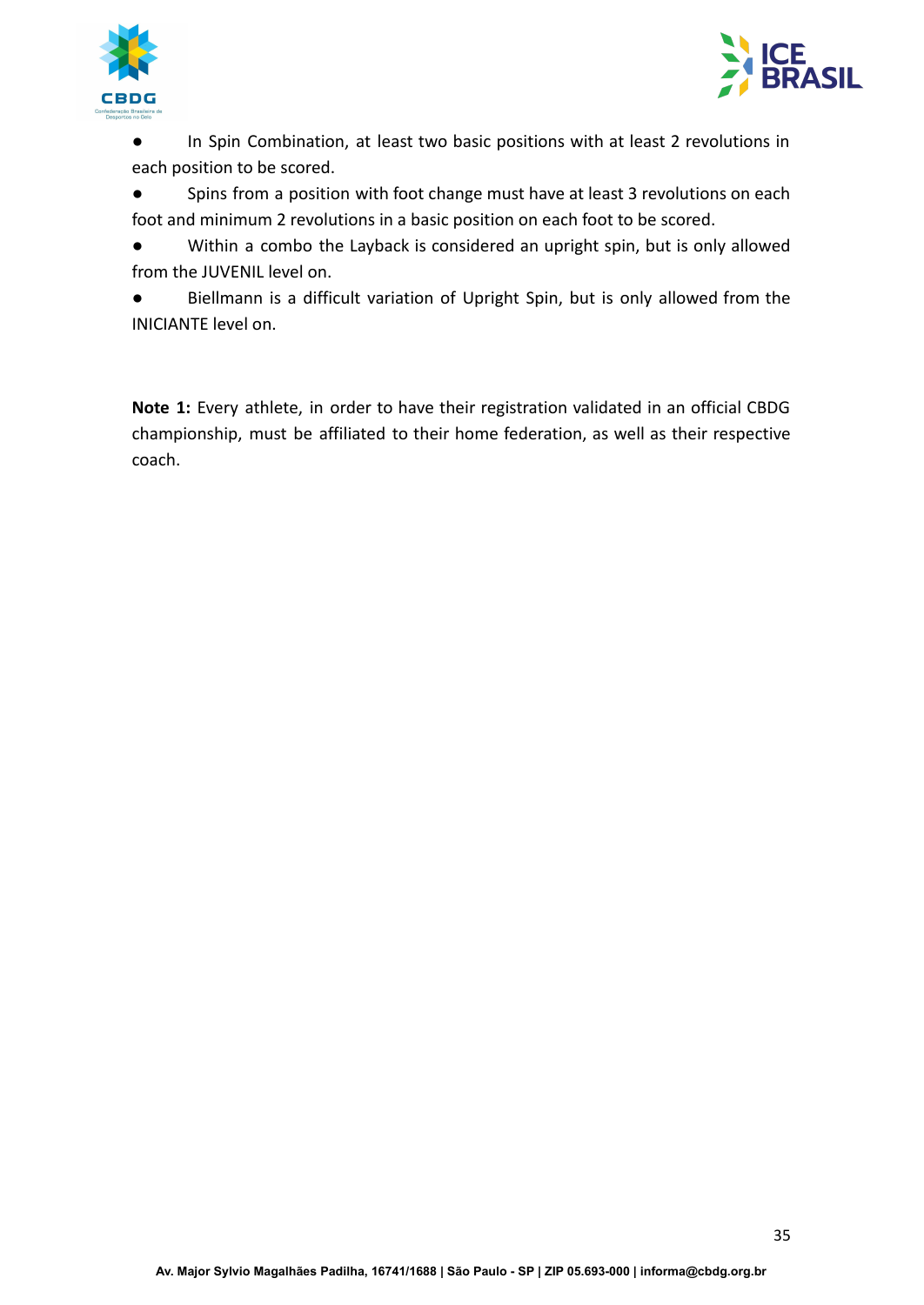- In Spin Combination, at least two basic positions with at least 2 revolutions in each position to be scored.
- Spins from a position with foot change must have at least 3 revolutions on each foot and minimum 2 revolutions in a basic position on each foot to be scored.
- Within a combo the Layback is considered an upright spin, but is only allowed from the JUVENIL level on.
- Biellmann is a difficult variation of Upright Spin, but is only allowed from the INICIANTE level on.

**Note 1:** Every athlete, in order to have their registration validated in an official CBDG championship, must be affiliated to their home federation, as well as their respective coach.